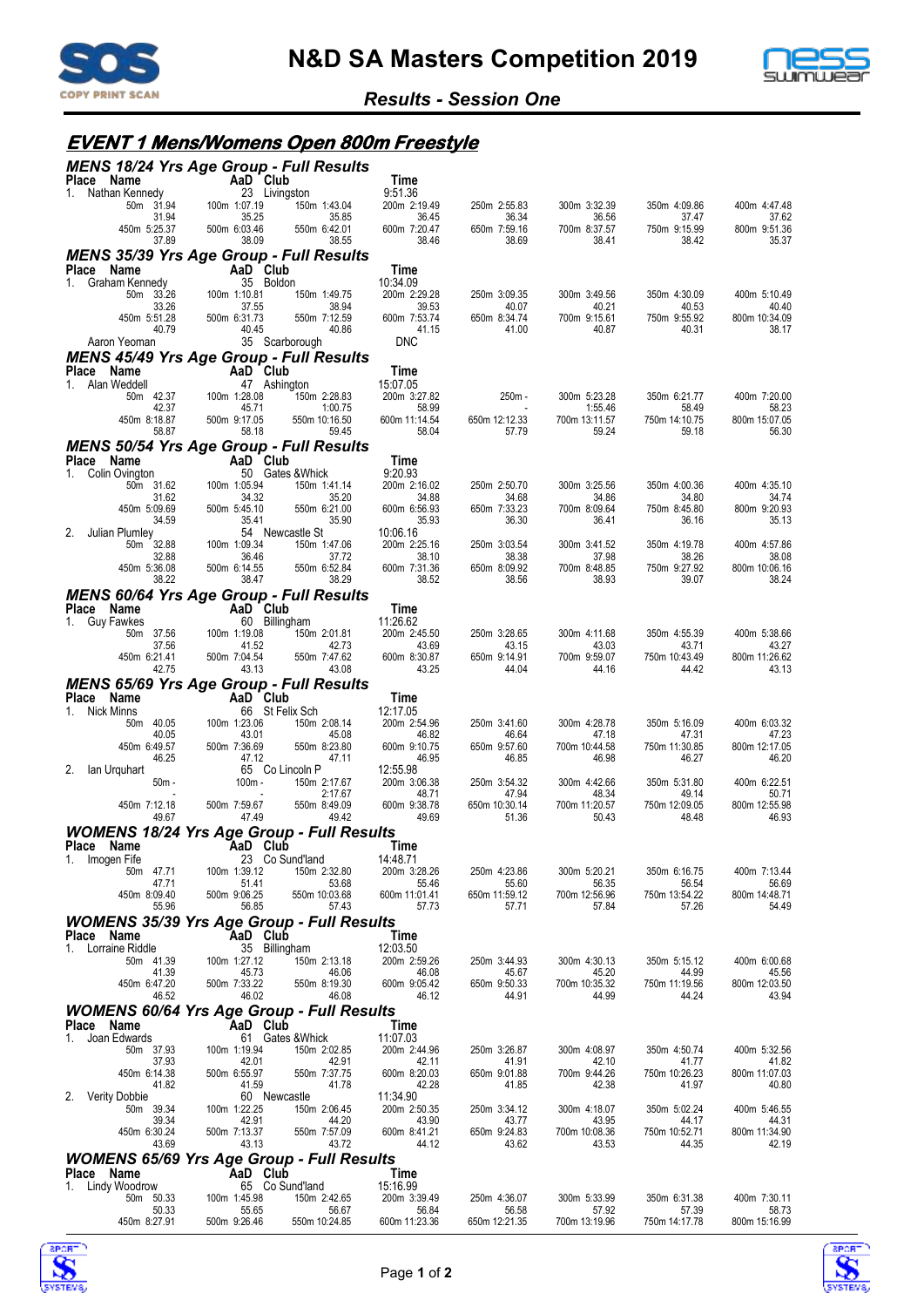# N&D SA Masters Competition 2019

## *Results - Session One*

## EVENT 1 Mens/Womens Open 800m Freestyle

### MENS 18/24 Yrs Age Group - Full Results

| Place | Name | AaD | Club | Time |
|---|---|---|---|---|
| 1. | Nathan Kennedy | 23 | Livingston | 9:51.36 |

| 50m 31.94 | 100m 1:07.19 | 150m 1:43.04 | 200m 2:19.49 | 250m 2:55.83 | 300m 3:32.39 | 350m 4:09.86 | 400m 4:47.48 |
|---|---|---|---|---|---|---|---|
| 31.94 | 35.25 | 35.85 | 36.45 | 36.34 | 36.56 | 37.47 | 37.62 |
| 450m 5:25.37 | 500m 6:03.46 | 550m 6:42.01 | 600m 7:20.47 | 650m 7:59.16 | 700m 8:37.57 | 750m 9:15.99 | 800m 9:51.36 |
| 37.89 | 38.09 | 38.55 | 38.46 | 38.69 | 38.41 | 38.42 | 35.37 |

### MENS 35/39 Yrs Age Group - Full Results

| Place | Name | AaD | Club | Time |
|---|---|---|---|---|
| 1. | Graham Kennedy | 35 | Boldon | 10:34.09 |
| | Aaron Yeoman | 35 | Scarborough | DNC |

Graham Kennedy:

| 50m 33.26 | 100m 1:10.81 | 150m 1:49.75 | 200m 2:29.28 | 250m 3:09.35 | 300m 3:49.56 | 350m 4:30.09 | 400m 5:10.49 |
|---|---|---|---|---|---|---|---|
| 33.26 | 37.55 | 38.94 | 39.53 | 40.07 | 40.21 | 40.53 | 40.40 |
| 450m 5:51.28 | 500m 6:31.73 | 550m 7:12.59 | 600m 7:53.74 | 650m 8:34.74 | 700m 9:15.61 | 750m 9:55.92 | 800m 10:34.09 |
| 40.79 | 40.45 | 40.86 | 41.15 | 41.00 | 40.87 | 40.31 | 38.17 |

### MENS 45/49 Yrs Age Group - Full Results

| Place | Name | AaD | Club | Time |
|---|---|---|---|---|
| 1. | Alan Weddell | 47 | Ashington | 15:07.05 |

| 50m 42.37 | 100m 1:28.08 | 150m 2:28.83 | 200m 3:27.82 | 250m - | 300m 5:23.28 | 350m 6:21.77 | 400m 7:20.00 |
|---|---|---|---|---|---|---|---|
| 42.37 | 45.71 | 1:00.75 | 58.99 | - | 1:55.46 | 58.49 | 58.23 |
| 450m 8:18.87 | 500m 9:17.05 | 550m 10:16.50 | 600m 11:14.54 | 650m 12:12.33 | 700m 13:11.57 | 750m 14:10.75 | 800m 15:07.05 |
| 58.87 | 58.18 | 59.45 | 58.04 | 57.79 | 59.24 | 59.18 | 56.30 |

### MENS 50/54 Yrs Age Group - Full Results

| Place | Name | AaD | Club | Time |
|---|---|---|---|---|
| 1. | Colin Ovington | 50 | Gates &Whick | 9:20.93 |
| 2. | Julian Plumley | 54 | Newcastle St | 10:06.16 |

Colin Ovington:

| 50m 31.62 | 100m 1:05.94 | 150m 1:41.14 | 200m 2:16.02 | 250m 2:50.70 | 300m 3:25.56 | 350m 4:00.36 | 400m 4:35.10 |
|---|---|---|---|---|---|---|---|
| 31.62 | 34.32 | 35.20 | 34.88 | 34.68 | 34.86 | 34.80 | 34.74 |
| 450m 5:09.69 | 500m 5:45.10 | 550m 6:21.00 | 600m 6:56.93 | 650m 7:33.23 | 700m 8:09.64 | 750m 8:45.80 | 800m 9:20.93 |
| 34.59 | 35.41 | 35.90 | 35.93 | 36.30 | 36.41 | 36.16 | 35.13 |

Julian Plumley:

| 50m 32.88 | 100m 1:09.34 | 150m 1:47.06 | 200m 2:25.16 | 250m 3:03.54 | 300m 3:41.52 | 350m 4:19.78 | 400m 4:57.86 |
|---|---|---|---|---|---|---|---|
| 32.88 | 36.46 | 37.72 | 38.10 | 38.38 | 37.98 | 38.26 | 38.08 |
| 450m 5:36.08 | 500m 6:14.55 | 550m 6:52.84 | 600m 7:31.36 | 650m 8:09.92 | 700m 8:48.85 | 750m 9:27.92 | 800m 10:06.16 |
| 38.22 | 38.47 | 38.29 | 38.52 | 38.56 | 38.93 | 39.07 | 38.24 |

### MENS 60/64 Yrs Age Group - Full Results

| Place | Name | AaD | Club | Time |
|---|---|---|---|---|
| 1. | Guy Fawkes | 60 | Billingham | 11:26.62 |

| 50m 37.56 | 100m 1:19.08 | 150m 2:01.81 | 200m 2:45.50 | 250m 3:28.65 | 300m 4:11.68 | 350m 4:55.39 | 400m 5:38.66 |
|---|---|---|---|---|---|---|---|
| 37.56 | 41.52 | 42.73 | 43.69 | 43.15 | 43.03 | 43.71 | 43.27 |
| 450m 6:21.41 | 500m 7:04.54 | 550m 7:47.62 | 600m 8:30.87 | 650m 9:14.91 | 700m 9:59.07 | 750m 10:43.49 | 800m 11:26.62 |
| 42.75 | 43.13 | 43.08 | 43.25 | 44.04 | 44.16 | 44.42 | 43.13 |

### MENS 65/69 Yrs Age Group - Full Results

| Place | Name | AaD | Club | Time |
|---|---|---|---|---|
| 1. | Nick Minns | 66 | St Felix Sch | 12:17.05 |
| 2. | Ian Urquhart | 65 | Co Lincoln P | 12:55.98 |

Nick Minns:

| 50m 40.05 | 100m 1:23.06 | 150m 2:08.14 | 200m 2:54.96 | 250m 3:41.60 | 300m 4:28.78 | 350m 5:16.09 | 400m 6:03.32 |
|---|---|---|---|---|---|---|---|
| 40.05 | 43.01 | 45.08 | 46.82 | 46.64 | 47.18 | 47.31 | 47.23 |
| 450m 6:49.57 | 500m 7:36.69 | 550m 8:23.80 | 600m 9:10.75 | 650m 9:57.60 | 700m 10:44.58 | 750m 11:30.85 | 800m 12:17.05 |
| 46.25 | 47.12 | 47.11 | 46.95 | 46.85 | 46.98 | 46.27 | 46.20 |

Ian Urquhart:

| 50m - | 100m - | 150m 2:17.67 | 200m 3:06.38 | 250m 3:54.32 | 300m 4:42.66 | 350m 5:31.80 | 400m 6:22.51 |
|---|---|---|---|---|---|---|---|
| - | - | 2:17.67 | 48.71 | 47.94 | 48.34 | 49.14 | 50.71 |
| 450m 7:12.18 | 500m 7:59.67 | 550m 8:49.09 | 600m 9:38.78 | 650m 10:30.14 | 700m 11:20.57 | 750m 12:09.05 | 800m 12:55.98 |
| 49.67 | 47.49 | 49.42 | 49.69 | 51.36 | 50.43 | 48.48 | 46.93 |

### WOMENS 18/24 Yrs Age Group - Full Results

| Place | Name | AaD | Club | Time |
|---|---|---|---|---|
| 1. | Imogen Fife | 23 | Co Sund'land | 14:48.71 |

| 50m 47.71 | 100m 1:39.12 | 150m 2:32.80 | 200m 3:28.26 | 250m 4:23.86 | 300m 5:20.21 | 350m 6:16.75 | 400m 7:13.44 |
|---|---|---|---|---|---|---|---|
| 47.71 | 51.41 | 53.68 | 55.46 | 55.60 | 56.35 | 56.54 | 56.69 |
| 450m 8:09.40 | 500m 9:06.25 | 550m 10:03.68 | 600m 11:01.41 | 650m 11:59.12 | 700m 12:56.96 | 750m 13:54.22 | 800m 14:48.71 |
| 55.96 | 56.85 | 57.43 | 57.73 | 57.71 | 57.84 | 57.26 | 54.49 |

### WOMENS 35/39 Yrs Age Group - Full Results

| Place | Name | AaD | Club | Time |
|---|---|---|---|---|
| 1. | Lorraine Riddle | 35 | Billingham | 12:03.50 |

| 50m 41.39 | 100m 1:27.12 | 150m 2:13.18 | 200m 2:59.26 | 250m 3:44.93 | 300m 4:30.13 | 350m 5:15.12 | 400m 6:00.68 |
|---|---|---|---|---|---|---|---|
| 41.39 | 45.73 | 46.06 | 46.08 | 45.67 | 45.20 | 44.99 | 45.56 |
| 450m 6:47.20 | 500m 7:33.22 | 550m 8:19.30 | 600m 9:05.42 | 650m 9:50.33 | 700m 10:35.32 | 750m 11:19.56 | 800m 12:03.50 |
| 46.52 | 46.02 | 46.08 | 46.12 | 44.91 | 44.99 | 44.24 | 43.94 |

### WOMENS 60/64 Yrs Age Group - Full Results

| Place | Name | AaD | Club | Time |
|---|---|---|---|---|
| 1. | Joan Edwards | 61 | Gates &Whick | 11:07.03 |
| 2. | Verity Dobbie | 60 | Newcastle | 11:34.90 |

Joan Edwards:

| 50m 37.93 | 100m 1:19.94 | 150m 2:02.85 | 200m 2:44.96 | 250m 3:26.87 | 300m 4:08.97 | 350m 4:50.74 | 400m 5:32.56 |
|---|---|---|---|---|---|---|---|
| 37.93 | 42.01 | 42.91 | 42.11 | 41.91 | 42.10 | 41.77 | 41.82 |
| 450m 6:14.38 | 500m 6:55.97 | 550m 7:37.75 | 600m 8:20.03 | 650m 9:01.88 | 700m 9:44.26 | 750m 10:26.23 | 800m 11:07.03 |
| 41.82 | 41.59 | 41.78 | 42.28 | 41.85 | 42.38 | 41.97 | 40.80 |

Verity Dobbie:

| 50m 39.34 | 100m 1:22.25 | 150m 2:06.45 | 200m 2:50.35 | 250m 3:34.12 | 300m 4:18.07 | 350m 5:02.24 | 400m 5:46.55 |
|---|---|---|---|---|---|---|---|
| 39.34 | 42.91 | 44.20 | 43.90 | 43.77 | 43.95 | 44.17 | 44.31 |
| 450m 6:30.24 | 500m 7:13.37 | 550m 7:57.09 | 600m 8:41.21 | 650m 9:24.83 | 700m 10:08.36 | 750m 10:52.71 | 800m 11:34.90 |
| 43.69 | 43.13 | 43.72 | 44.12 | 43.62 | 43.53 | 44.35 | 42.19 |

### WOMENS 65/69 Yrs Age Group - Full Results

| Place | Name | AaD | Club | Time |
|---|---|---|---|---|
| 1. | Lindy Woodrow | 65 | Co Sund'land | 15:16.99 |

| 50m 50.33 | 100m 1:45.98 | 150m 2:42.65 | 200m 3:39.49 | 250m 4:36.07 | 300m 5:33.99 | 350m 6:31.38 | 400m 7:30.11 |
|---|---|---|---|---|---|---|---|
| 50.33 | 55.65 | 56.67 | 56.84 | 56.58 | 57.92 | 57.39 | 58.73 |
| 450m 8:27.91 | 500m 9:26.46 | 550m 10:24.85 | 600m 11:23.36 | 650m 12:21.35 | 700m 13:19.96 | 750m 14:17.78 | 800m 15:16.99 |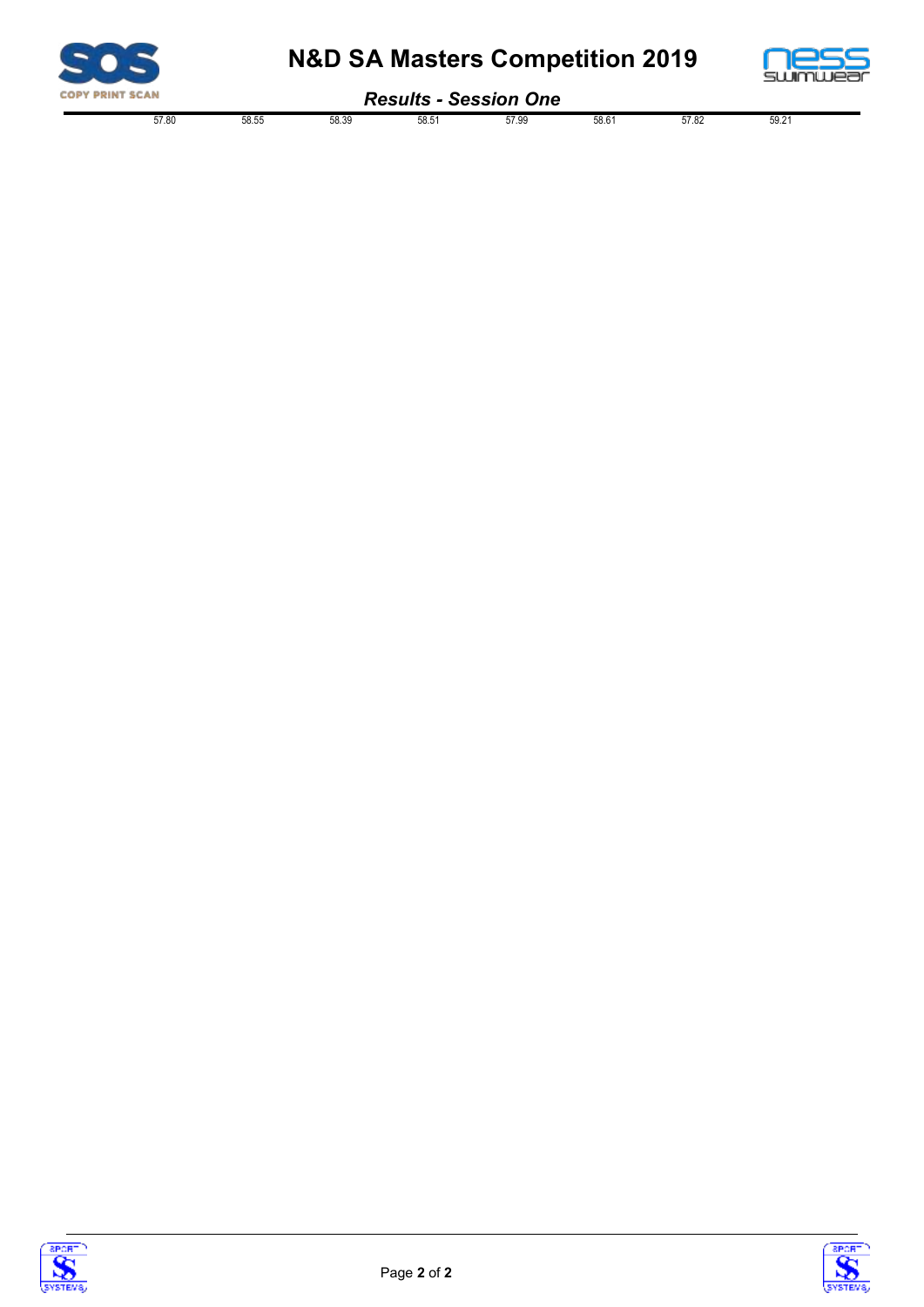| 57.80 | 58.55 | 58.39 | 58.51 | 57.99 | 58.61 | 57.82 | 59.21 |
| --- | --- | --- | --- | --- | --- | --- | --- |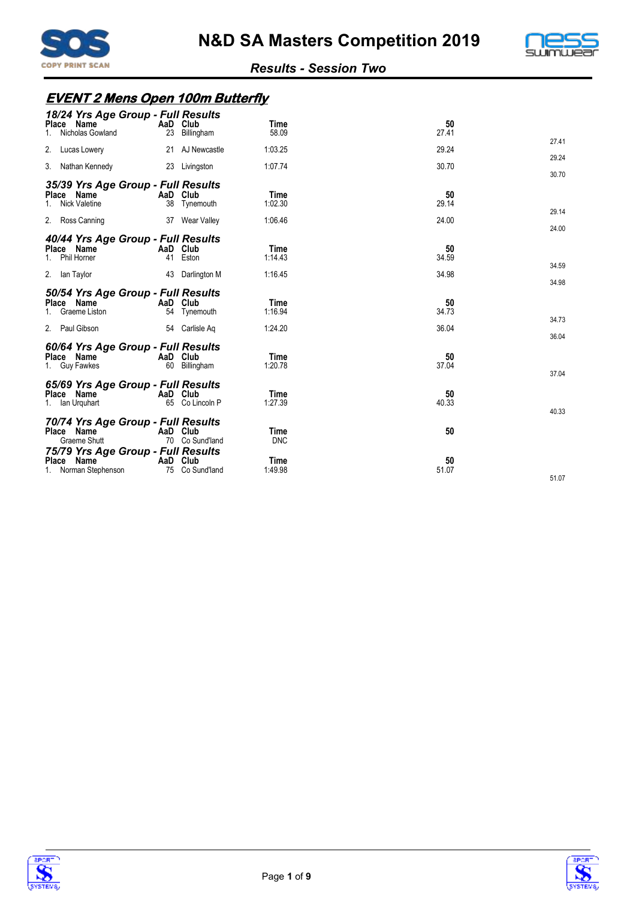# N&D SA Masters Competition 2019

## Results - Session Two

## EVENT 2 Mens Open 100m Butterfly

### 18/24 Yrs Age Group - Full Results

| Place | Name | AaD | Club | Time | 50 | |
|---|---|---|---|---|---|---|
| 1. | Nicholas Gowland | 23 | Billingham | 58.09 | 27.41 | |
| | | | | | | 27.41 |
| 2. | Lucas Lowery | 21 | AJ Newcastle | 1:03.25 | 29.24 | |
| | | | | | | 29.24 |
| 3. | Nathan Kennedy | 23 | Livingston | 1:07.74 | 30.70 | |
| | | | | | | 30.70 |

### 35/39 Yrs Age Group - Full Results

| Place | Name | AaD | Club | Time | 50 | |
|---|---|---|---|---|---|---|
| 1. | Nick Valetine | 38 | Tynemouth | 1:02.30 | 29.14 | |
| | | | | | | 29.14 |
| 2. | Ross Canning | 37 | Wear Valley | 1:06.46 | 24.00 | |
| | | | | | | 24.00 |

### 40/44 Yrs Age Group - Full Results

| Place | Name | AaD | Club | Time | 50 | |
|---|---|---|---|---|---|---|
| 1. | Phil Horner | 41 | Eston | 1:14.43 | 34.59 | |
| | | | | | | 34.59 |
| 2. | Ian Taylor | 43 | Darlington M | 1:16.45 | 34.98 | |
| | | | | | | 34.98 |

### 50/54 Yrs Age Group - Full Results

| Place | Name | AaD | Club | Time | 50 | |
|---|---|---|---|---|---|---|
| 1. | Graeme Liston | 54 | Tynemouth | 1:16.94 | 34.73 | |
| | | | | | | 34.73 |
| 2. | Paul Gibson | 54 | Carlisle Aq | 1:24.20 | 36.04 | |
| | | | | | | 36.04 |

### 60/64 Yrs Age Group - Full Results

| Place | Name | AaD | Club | Time | 50 | |
|---|---|---|---|---|---|---|
| 1. | Guy Fawkes | 60 | Billingham | 1:20.78 | 37.04 | |
| | | | | | | 37.04 |

### 65/69 Yrs Age Group - Full Results

| Place | Name | AaD | Club | Time | 50 | |
|---|---|---|---|---|---|---|
| 1. | Ian Urquhart | 65 | Co Lincoln P | 1:27.39 | 40.33 | |
| | | | | | | 40.33 |

### 70/74 Yrs Age Group - Full Results

| Place | Name | AaD | Club | Time | 50 |
|---|---|---|---|---|---|
| | Graeme Shutt | 70 | Co Sund'land | DNC | |

### 75/79 Yrs Age Group - Full Results

| Place | Name | AaD | Club | Time | 50 | |
|---|---|---|---|---|---|---|
| 1. | Norman Stephenson | 75 | Co Sund'land | 1:49.98 | 51.07 | |
| | | | | | | 51.07 |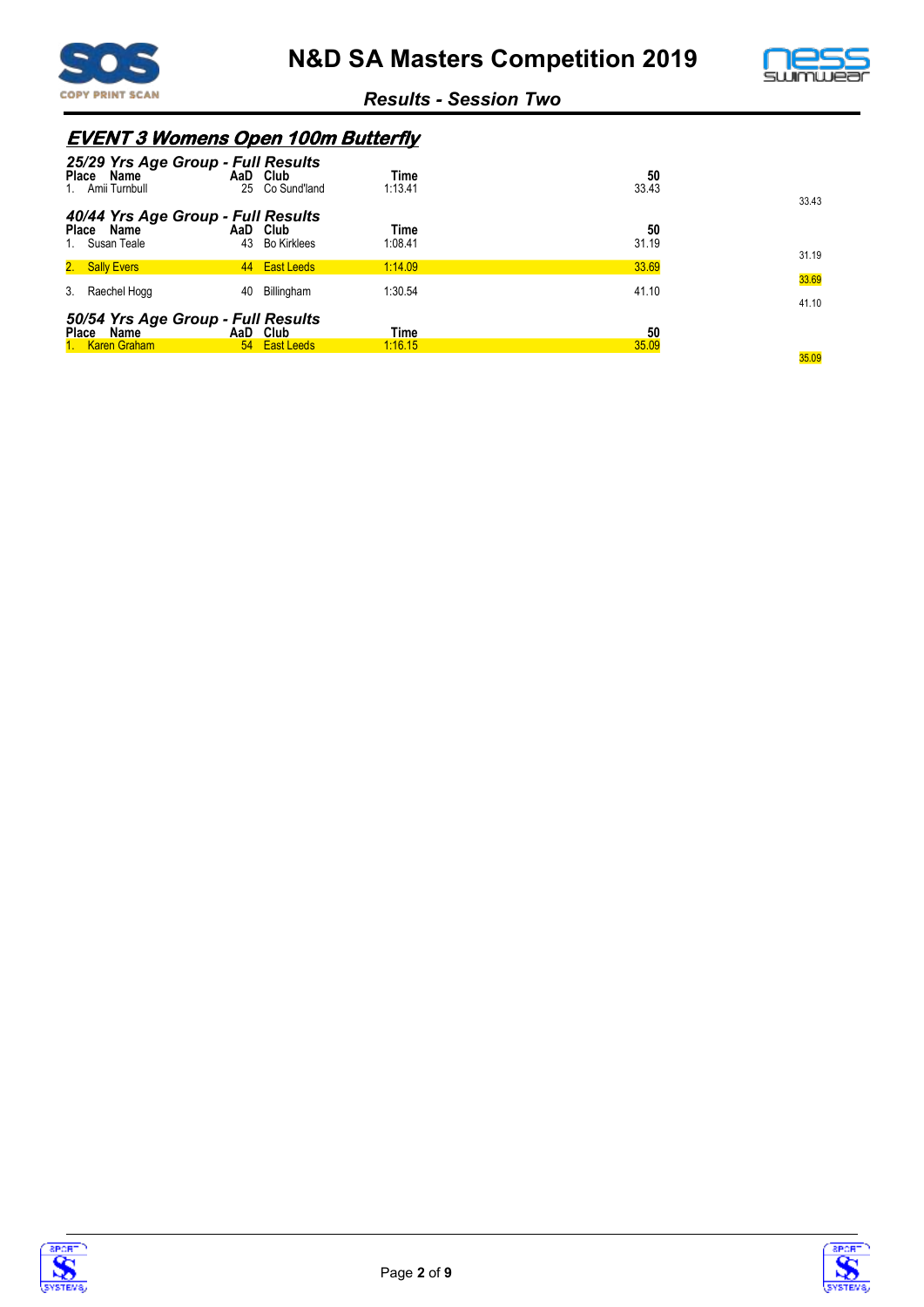## EVENT 3 Womens Open 100m Butterfly

### 25/29 Yrs Age Group - Full Results

| Place | Name | AaD | Club | Time | 50 | |
|---|---|---|---|---|---|---|
| 1. | Amii Turnbull | 25 | Co Sund'land | 1:13.41 | 33.43 | 33.43 |

### 40/44 Yrs Age Group - Full Results

| Place | Name | AaD | Club | Time | 50 | |
|---|---|---|---|---|---|---|
| 1. | Susan Teale | 43 | Bo Kirklees | 1:08.41 | 31.19 | 31.19 |
| 2. | Sally Evers | 44 | East Leeds | 1:14.09 | 33.69 | 33.69 |
| 3. | Raechel Hogg | 40 | Billingham | 1:30.54 | 41.10 | 41.10 |

### 50/54 Yrs Age Group - Full Results

| Place | Name | AaD | Club | Time | 50 | |
|---|---|---|---|---|---|---|
| 1. | Karen Graham | 54 | East Leeds | 1:16.15 | 35.09 | 35.09 |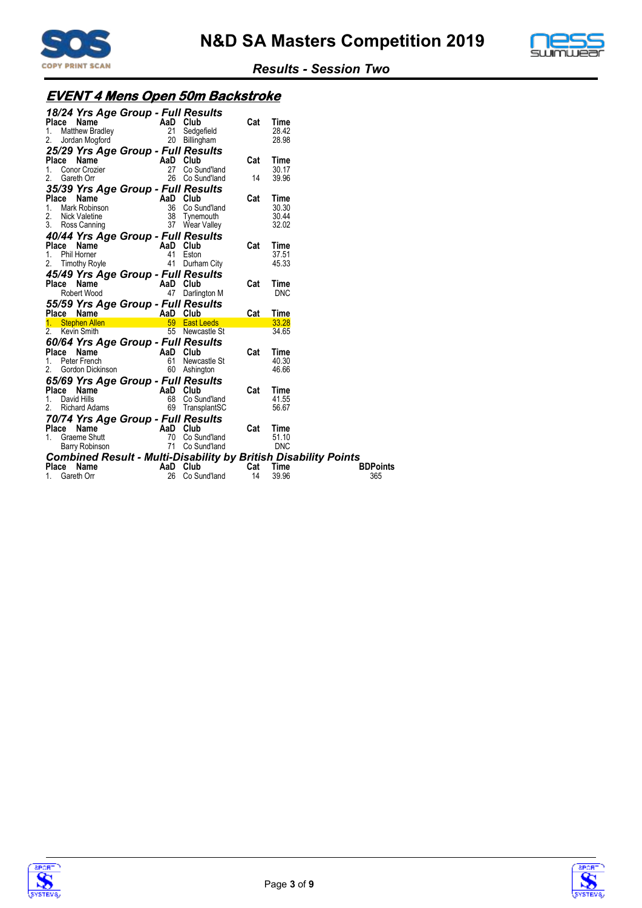# N&D SA Masters Competition 2019

## Results - Session Two

## EVENT 4 Mens Open 50m Backstroke

### 18/24 Yrs Age Group - Full Results

| Place | Name | AaD | Club | Cat | Time |
|---|---|---|---|---|---|
| 1. | Matthew Bradley | 21 | Sedgefield | | 28.42 |
| 2. | Jordan Mogford | 20 | Billingham | | 28.98 |

### 25/29 Yrs Age Group - Full Results

| Place | Name | AaD | Club | Cat | Time |
|---|---|---|---|---|---|
| 1. | Conor Crozier | 27 | Co Sund'land | | 30.17 |
| 2. | Gareth Orr | 26 | Co Sund'land | 14 | 39.96 |

### 35/39 Yrs Age Group - Full Results

| Place | Name | AaD | Club | Cat | Time |
|---|---|---|---|---|---|
| 1. | Mark Robinson | 36 | Co Sund'land | | 30.30 |
| 2. | Nick Valetine | 38 | Tynemouth | | 30.44 |
| 3. | Ross Canning | 37 | Wear Valley | | 32.02 |

### 40/44 Yrs Age Group - Full Results

| Place | Name | AaD | Club | Cat | Time |
|---|---|---|---|---|---|
| 1. | Phil Horner | 41 | Eston | | 37.51 |
| 2. | Timothy Royle | 41 | Durham City | | 45.33 |

### 45/49 Yrs Age Group - Full Results

| Place | Name | AaD | Club | Cat | Time |
|---|---|---|---|---|---|
| | Robert Wood | 47 | Darlington M | | DNC |

### 55/59 Yrs Age Group - Full Results

| Place | Name | AaD | Club | Cat | Time |
|---|---|---|---|---|---|
| 1. | Stephen Allen | 59 | East Leeds | | 33.28 |
| 2. | Kevin Smith | 55 | Newcastle St | | 34.65 |

### 60/64 Yrs Age Group - Full Results

| Place | Name | AaD | Club | Cat | Time |
|---|---|---|---|---|---|
| 1. | Peter French | 61 | Newcastle St | | 40.30 |
| 2. | Gordon Dickinson | 60 | Ashington | | 46.66 |

### 65/69 Yrs Age Group - Full Results

| Place | Name | AaD | Club | Cat | Time |
|---|---|---|---|---|---|
| 1. | David Hills | 68 | Co Sund'land | | 41.55 |
| 2. | Richard Adams | 69 | TransplantSC | | 56.67 |

### 70/74 Yrs Age Group - Full Results

| Place | Name | AaD | Club | Cat | Time |
|---|---|---|---|---|---|
| 1. | Graeme Shutt | 70 | Co Sund'land | | 51.10 |
| | Barry Robinson | 71 | Co Sund'land | | DNC |

### Combined Result - Multi-Disability by British Disability Points

| Place | Name | AaD | Club | Cat | Time | BDPoints |
|---|---|---|---|---|---|---|
| 1. | Gareth Orr | 26 | Co Sund'land | 14 | 39.96 | 365 |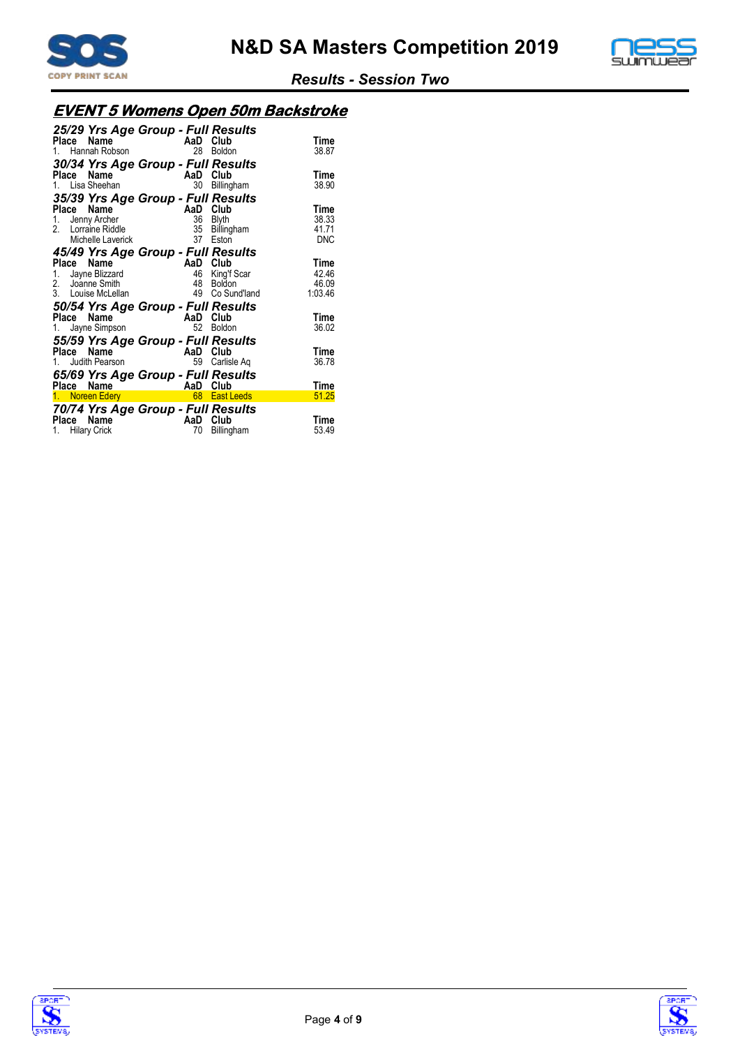# EVENT 5 Womens Open 50m Backstroke

### 25/29 Yrs Age Group - Full Results

| Place | Name | AaD | Club | Time |
|---|---|---|---|---|
| 1. | Hannah Robson | 28 | Boldon | 38.87 |

### 30/34 Yrs Age Group - Full Results

| Place | Name | AaD | Club | Time |
|---|---|---|---|---|
| 1. | Lisa Sheehan | 30 | Billingham | 38.90 |

### 35/39 Yrs Age Group - Full Results

| Place | Name | AaD | Club | Time |
|---|---|---|---|---|
| 1. | Jenny Archer | 36 | Blyth | 38.33 |
| 2. | Lorraine Riddle | 35 | Billingham | 41.71 |
| | Michelle Laverick | 37 | Eston | DNC |

### 45/49 Yrs Age Group - Full Results

| Place | Name | AaD | Club | Time |
|---|---|---|---|---|
| 1. | Jayne Blizzard | 46 | King'f Scar | 42.46 |
| 2. | Joanne Smith | 48 | Boldon | 46.09 |
| 3. | Louise McLellan | 49 | Co Sund'land | 1:03.46 |

### 50/54 Yrs Age Group - Full Results

| Place | Name | AaD | Club | Time |
|---|---|---|---|---|
| 1. | Jayne Simpson | 52 | Boldon | 36.02 |

### 55/59 Yrs Age Group - Full Results

| Place | Name | AaD | Club | Time |
|---|---|---|---|---|
| 1. | Judith Pearson | 59 | Carlisle Aq | 36.78 |

### 65/69 Yrs Age Group - Full Results

| Place | Name | AaD | Club | Time |
|---|---|---|---|---|
| 1. | Noreen Edery | 68 | East Leeds | 51.25 |

### 70/74 Yrs Age Group - Full Results

| Place | Name | AaD | Club | Time |
|---|---|---|---|---|
| 1. | Hilary Crick | 70 | Billingham | 53.49 |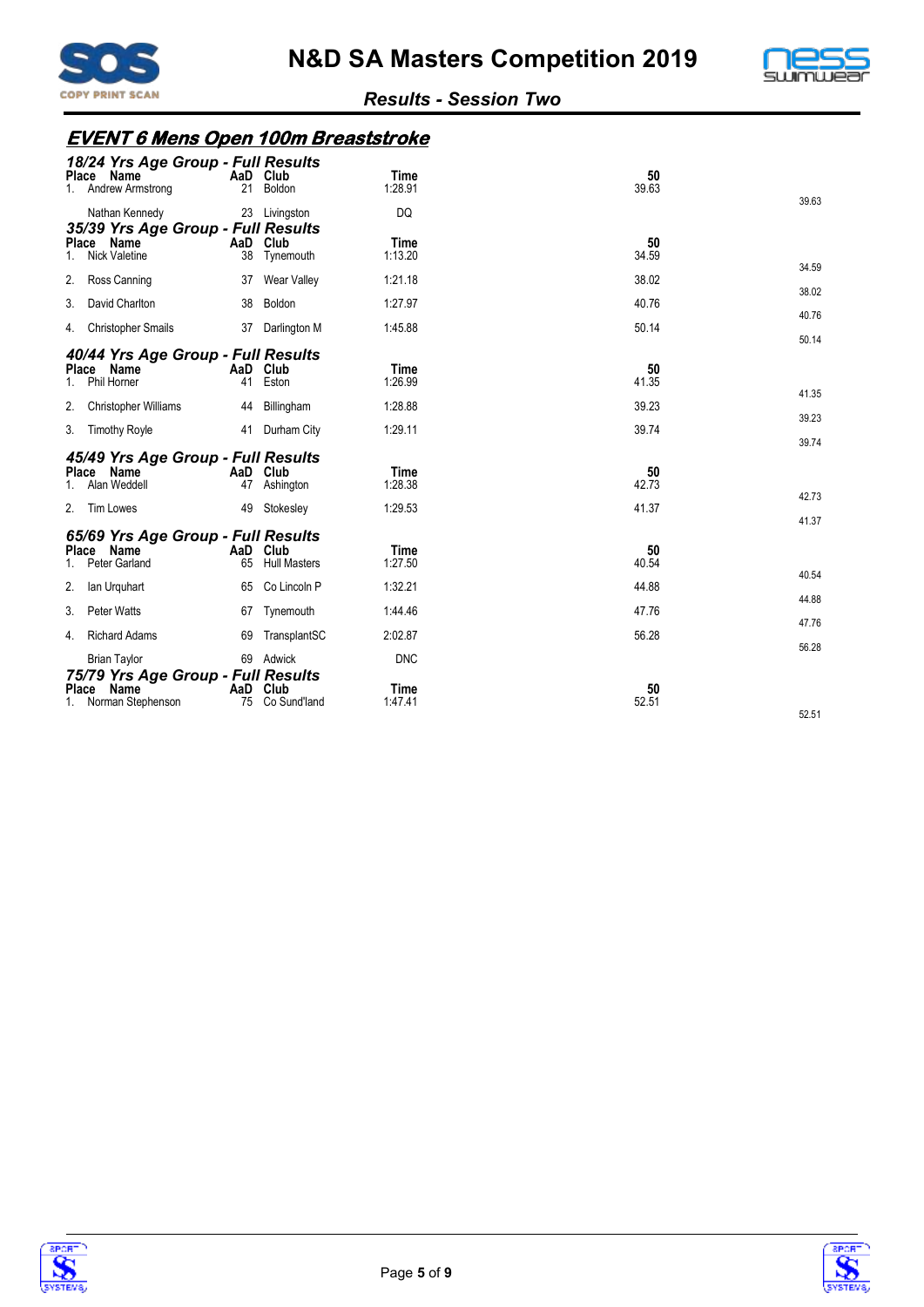## EVENT 6 Mens Open 100m Breaststroke

### 18/24 Yrs Age Group - Full Results

| Place | Name | AaD | Club | Time | 50 | |
|---|---|---|---|---|---|---|
| 1. | Andrew Armstrong | 21 | Boldon | 1:28.91 | 39.63 | 39.63 |
| | Nathan Kennedy | 23 | Livingston | DQ | | |

### 35/39 Yrs Age Group - Full Results

| Place | Name | AaD | Club | Time | 50 | |
|---|---|---|---|---|---|---|
| 1. | Nick Valetine | 38 | Tynemouth | 1:13.20 | 34.59 | 34.59 |
| 2. | Ross Canning | 37 | Wear Valley | 1:21.18 | 38.02 | 38.02 |
| 3. | David Charlton | 38 | Boldon | 1:27.97 | 40.76 | 40.76 |
| 4. | Christopher Smails | 37 | Darlington M | 1:45.88 | 50.14 | 50.14 |

### 40/44 Yrs Age Group - Full Results

| Place | Name | AaD | Club | Time | 50 | |
|---|---|---|---|---|---|---|
| 1. | Phil Horner | 41 | Eston | 1:26.99 | 41.35 | 41.35 |
| 2. | Christopher Williams | 44 | Billingham | 1:28.88 | 39.23 | 39.23 |
| 3. | Timothy Royle | 41 | Durham City | 1:29.11 | 39.74 | 39.74 |

### 45/49 Yrs Age Group - Full Results

| Place | Name | AaD | Club | Time | 50 | |
|---|---|---|---|---|---|---|
| 1. | Alan Weddell | 47 | Ashington | 1:28.38 | 42.73 | 42.73 |
| 2. | Tim Lowes | 49 | Stokesley | 1:29.53 | 41.37 | 41.37 |

### 65/69 Yrs Age Group - Full Results

| Place | Name | AaD | Club | Time | 50 | |
|---|---|---|---|---|---|---|
| 1. | Peter Garland | 65 | Hull Masters | 1:27.50 | 40.54 | 40.54 |
| 2. | Ian Urquhart | 65 | Co Lincoln P | 1:32.21 | 44.88 | 44.88 |
| 3. | Peter Watts | 67 | Tynemouth | 1:44.46 | 47.76 | 47.76 |
| 4. | Richard Adams | 69 | TransplantSC | 2:02.87 | 56.28 | 56.28 |
| | Brian Taylor | 69 | Adwick | DNC | | |

### 75/79 Yrs Age Group - Full Results

| Place | Name | AaD | Club | Time | 50 | |
|---|---|---|---|---|---|---|
| 1. | Norman Stephenson | 75 | Co Sund'land | 1:47.41 | 52.51 | 52.51 |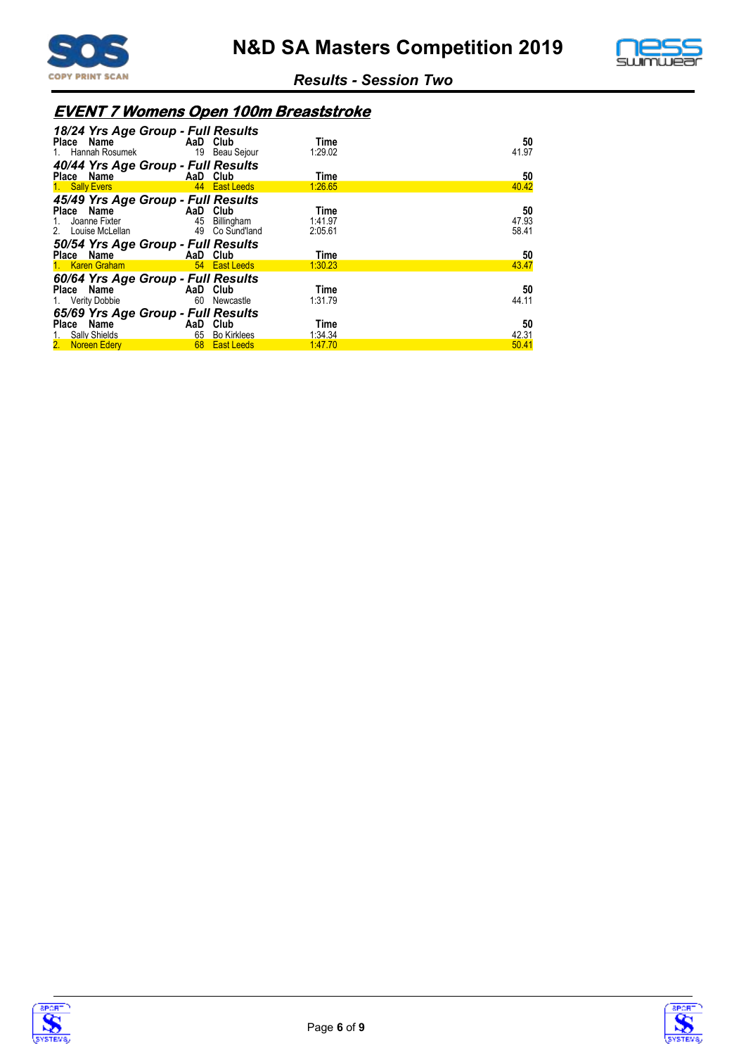# N&D SA Masters Competition 2019

*Results - Session Two*

## *EVENT 7 Womens Open 100m Breaststroke*

### *18/24 Yrs Age Group - Full Results*

| Place | Name | AaD | Club | Time | 50 |
|---|---|---|---|---|---|
| 1. | Hannah Rosumek | 19 | Beau Sejour | 1:29.02 | 41.97 |

### *40/44 Yrs Age Group - Full Results*

| Place | Name | AaD | Club | Time | 50 |
|---|---|---|---|---|---|
| 1. | Sally Evers | 44 | East Leeds | 1:26.65 | 40.42 |

### *45/49 Yrs Age Group - Full Results*

| Place | Name | AaD | Club | Time | 50 |
|---|---|---|---|---|---|
| 1. | Joanne Fixter | 45 | Billingham | 1:41.97 | 47.93 |
| 2. | Louise McLellan | 49 | Co Sund'land | 2:05.61 | 58.41 |

### *50/54 Yrs Age Group - Full Results*

| Place | Name | AaD | Club | Time | 50 |
|---|---|---|---|---|---|
| 1. | Karen Graham | 54 | East Leeds | 1:30.23 | 43.47 |

### *60/64 Yrs Age Group - Full Results*

| Place | Name | AaD | Club | Time | 50 |
|---|---|---|---|---|---|
| 1. | Verity Dobbie | 60 | Newcastle | 1:31.79 | 44.11 |

### *65/69 Yrs Age Group - Full Results*

| Place | Name | AaD | Club | Time | 50 |
|---|---|---|---|---|---|
| 1. | Sally Shields | 65 | Bo Kirklees | 1:34.34 | 42.31 |
| 2. | Noreen Edery | 68 | East Leeds | 1:47.70 | 50.41 |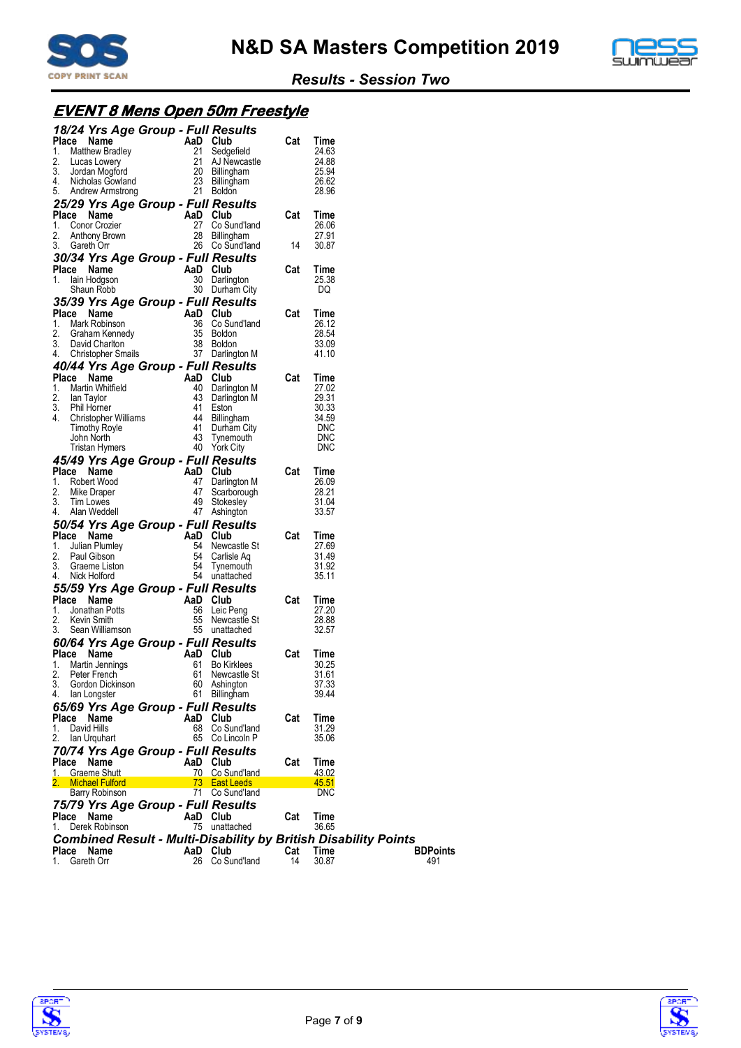# N&D SA Masters Competition 2019

## Results - Session Two

## EVENT 8 Mens Open 50m Freestyle

### 18/24 Yrs Age Group - Full Results

| Place | Name | AaD | Club | Cat | Time |
|---|---|---|---|---|---|
| 1. | Matthew Bradley | 21 | Sedgefield | | 24.63 |
| 2. | Lucas Lowery | 21 | AJ Newcastle | | 24.88 |
| 3. | Jordan Mogford | 20 | Billingham | | 25.94 |
| 4. | Nicholas Gowland | 23 | Billingham | | 26.62 |
| 5. | Andrew Armstrong | 21 | Boldon | | 28.96 |

### 25/29 Yrs Age Group - Full Results

| Place | Name | AaD | Club | Cat | Time |
|---|---|---|---|---|---|
| 1. | Conor Crozier | 27 | Co Sund'land | | 26.06 |
| 2. | Anthony Brown | 28 | Billingham | | 27.91 |
| 3. | Gareth Orr | 26 | Co Sund'land | 14 | 30.87 |

### 30/34 Yrs Age Group - Full Results

| Place | Name | AaD | Club | Cat | Time |
|---|---|---|---|---|---|
| 1. | Iain Hodgson | 30 | Darlington | | 25.38 |
| | Shaun Robb | 30 | Durham City | | DQ |

### 35/39 Yrs Age Group - Full Results

| Place | Name | AaD | Club | Cat | Time |
|---|---|---|---|---|---|
| 1. | Mark Robinson | 36 | Co Sund'land | | 26.12 |
| 2. | Graham Kennedy | 35 | Boldon | | 28.54 |
| 3. | David Charlton | 38 | Boldon | | 33.09 |
| 4. | Christopher Smails | 37 | Darlington M | | 41.10 |

### 40/44 Yrs Age Group - Full Results

| Place | Name | AaD | Club | Cat | Time |
|---|---|---|---|---|---|
| 1. | Martin Whitfield | 40 | Darlington M | | 27.02 |
| 2. | Ian Taylor | 43 | Darlington M | | 29.31 |
| 3. | Phil Horner | 41 | Eston | | 30.33 |
| 4. | Christopher Williams | 44 | Billingham | | 34.59 |
| | Timothy Royle | 41 | Durham City | | DNC |
| | John North | 43 | Tynemouth | | DNC |
| | Tristan Hymers | 40 | York City | | DNC |

### 45/49 Yrs Age Group - Full Results

| Place | Name | AaD | Club | Cat | Time |
|---|---|---|---|---|---|
| 1. | Robert Wood | 47 | Darlington M | | 26.09 |
| 2. | Mike Draper | 47 | Scarborough | | 28.21 |
| 3. | Tim Lowes | 49 | Stokesley | | 31.04 |
| 4. | Alan Weddell | 47 | Ashington | | 33.57 |

### 50/54 Yrs Age Group - Full Results

| Place | Name | AaD | Club | Cat | Time |
|---|---|---|---|---|---|
| 1. | Julian Plumley | 54 | Newcastle St | | 27.69 |
| 2. | Paul Gibson | 54 | Carlisle Aq | | 31.49 |
| 3. | Graeme Liston | 54 | Tynemouth | | 31.92 |
| 4. | Nick Holford | 54 | unattached | | 35.11 |

### 55/59 Yrs Age Group - Full Results

| Place | Name | AaD | Club | Cat | Time |
|---|---|---|---|---|---|
| 1. | Jonathan Potts | 56 | Leic Peng | | 27.20 |
| 2. | Kevin Smith | 55 | Newcastle St | | 28.88 |
| 3. | Sean Williamson | 55 | unattached | | 32.57 |

### 60/64 Yrs Age Group - Full Results

| Place | Name | AaD | Club | Cat | Time |
|---|---|---|---|---|---|
| 1. | Martin Jennings | 61 | Bo Kirklees | | 30.25 |
| 2. | Peter French | 61 | Newcastle St | | 31.61 |
| 3. | Gordon Dickinson | 60 | Ashington | | 37.33 |
| 4. | Ian Longster | 61 | Billingham | | 39.44 |

### 65/69 Yrs Age Group - Full Results

| Place | Name | AaD | Club | Cat | Time |
|---|---|---|---|---|---|
| 1. | David Hills | 68 | Co Sund'land | | 31.29 |
| 2. | Ian Urquhart | 65 | Co Lincoln P | | 35.06 |

### 70/74 Yrs Age Group - Full Results

| Place | Name | AaD | Club | Cat | Time |
|---|---|---|---|---|---|
| 1. | Graeme Shutt | 70 | Co Sund'land | | 43.02 |
| 2. | Michael Fulford | 73 | East Leeds | | 45.51 |
| | Barry Robinson | 71 | Co Sund'land | | DNC |

### 75/79 Yrs Age Group - Full Results

| Place | Name | AaD | Club | Cat | Time |
|---|---|---|---|---|---|
| 1. | Derek Robinson | 75 | unattached | | 36.65 |

### Combined Result - Multi-Disability by British Disability Points

| Place | Name | AaD | Club | Cat | Time | BDPoints |
|---|---|---|---|---|---|---|
| 1. | Gareth Orr | 26 | Co Sund'land | 14 | 30.87 | 491 |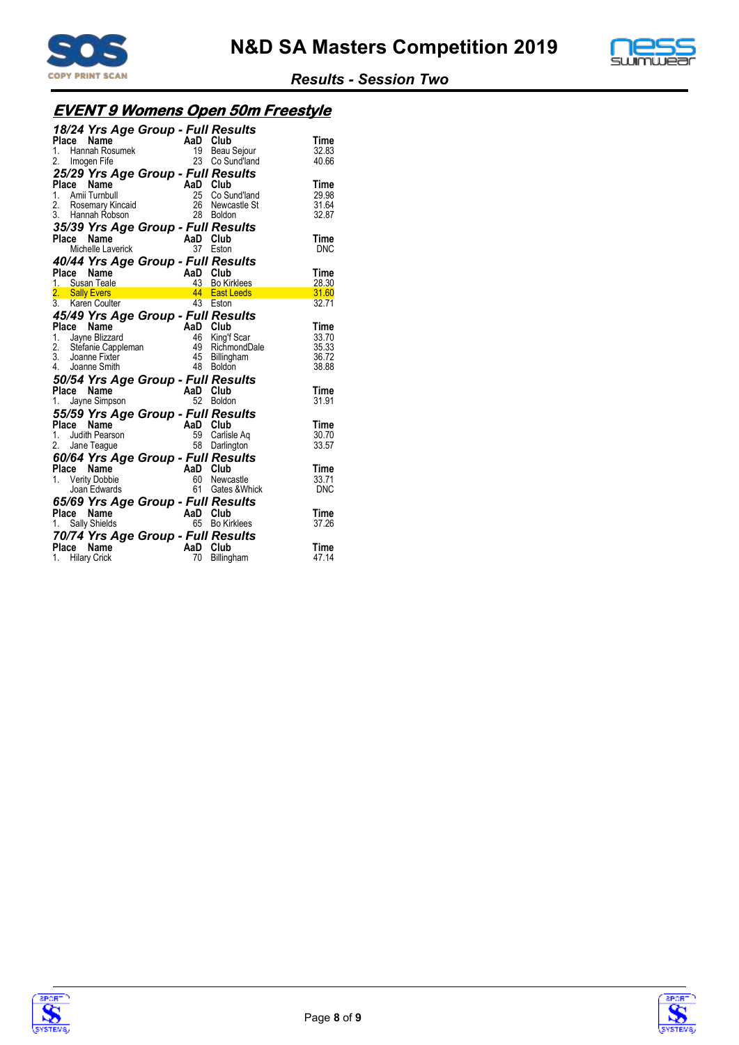# N&D SA Masters Competition 2019

### Results - Session Two

## EVENT 9 Womens Open 50m Freestyle

### 18/24 Yrs Age Group - Full Results

| Place | Name | AaD | Club | Time |
|---|---|---|---|---|
| 1. | Hannah Rosumek | 19 | Beau Sejour | 32.83 |
| 2. | Imogen Fife | 23 | Co Sund'land | 40.66 |

### 25/29 Yrs Age Group - Full Results

| Place | Name | AaD | Club | Time |
|---|---|---|---|---|
| 1. | Amii Turnbull | 25 | Co Sund'land | 29.98 |
| 2. | Rosemary Kincaid | 26 | Newcastle St | 31.64 |
| 3. | Hannah Robson | 28 | Boldon | 32.87 |

### 35/39 Yrs Age Group - Full Results

| Place | Name | AaD | Club | Time |
|---|---|---|---|---|
| | Michelle Laverick | 37 | Eston | DNC |

### 40/44 Yrs Age Group - Full Results

| Place | Name | AaD | Club | Time |
|---|---|---|---|---|
| 1. | Susan Teale | 43 | Bo Kirklees | 28.30 |
| 2. | Sally Evers | 44 | East Leeds | 31.60 |
| 3. | Karen Coulter | 43 | Eston | 32.71 |

### 45/49 Yrs Age Group - Full Results

| Place | Name | AaD | Club | Time |
|---|---|---|---|---|
| 1. | Jayne Blizzard | 46 | King'f Scar | 33.70 |
| 2. | Stefanie Cappleman | 49 | RichmondDale | 35.33 |
| 3. | Joanne Fixter | 45 | Billingham | 36.72 |
| 4. | Joanne Smith | 48 | Boldon | 38.88 |

### 50/54 Yrs Age Group - Full Results

| Place | Name | AaD | Club | Time |
|---|---|---|---|---|
| 1. | Jayne Simpson | 52 | Boldon | 31.91 |

### 55/59 Yrs Age Group - Full Results

| Place | Name | AaD | Club | Time |
|---|---|---|---|---|
| 1. | Judith Pearson | 59 | Carlisle Aq | 30.70 |
| 2. | Jane Teague | 58 | Darlington | 33.57 |

### 60/64 Yrs Age Group - Full Results

| Place | Name | AaD | Club | Time |
|---|---|---|---|---|
| 1. | Verity Dobbie | 60 | Newcastle | 33.71 |
| | Joan Edwards | 61 | Gates &Whick | DNC |

### 65/69 Yrs Age Group - Full Results

| Place | Name | AaD | Club | Time |
|---|---|---|---|---|
| 1. | Sally Shields | 65 | Bo Kirklees | 37.26 |

### 70/74 Yrs Age Group - Full Results

| Place | Name | AaD | Club | Time |
|---|---|---|---|---|
| 1. | Hilary Crick | 70 | Billingham | 47.14 |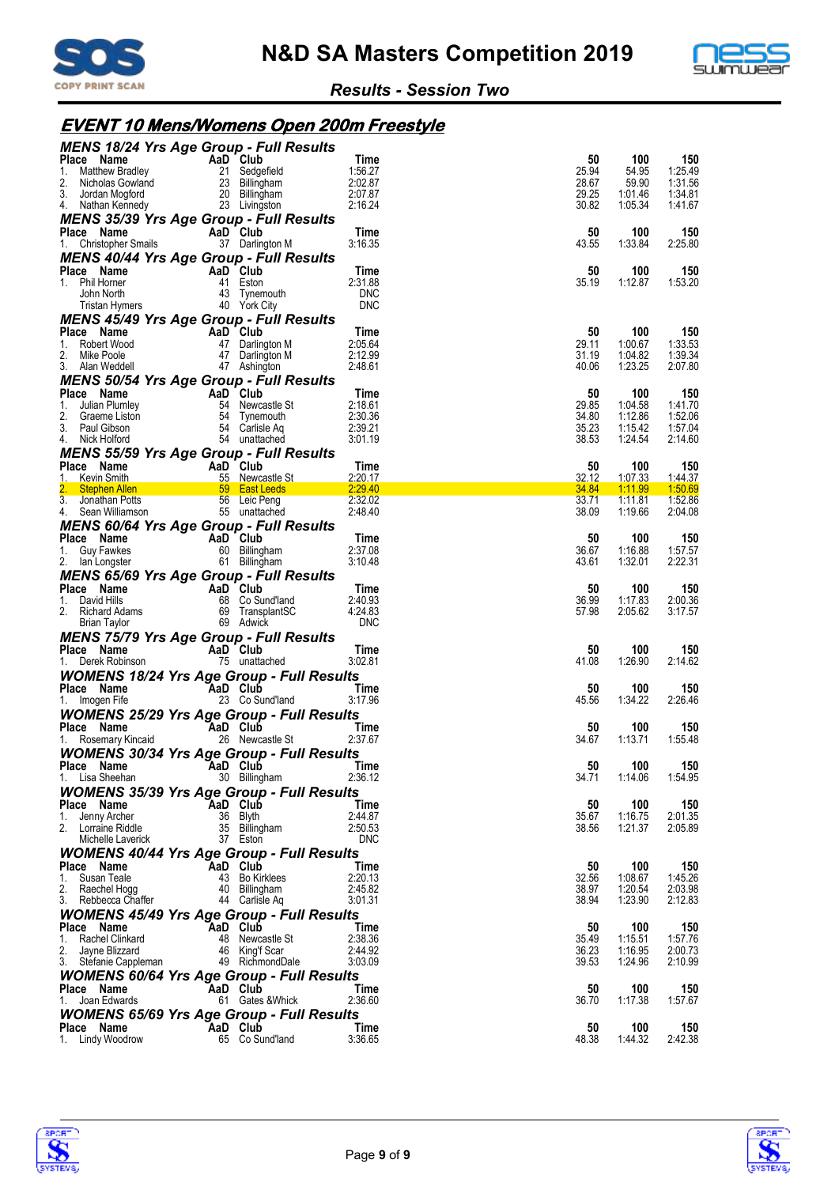# N&D SA Masters Competition 2019

*Results - Session Two*

## EVENT 10 Mens/Womens Open 200m Freestyle

### MENS 18/24 Yrs Age Group - Full Results

| Place | Name | AaD | Club | Time | 50 | 100 | 150 |
|---|---|---|---|---|---|---|---|
| 1. | Matthew Bradley | 21 | Sedgefield | 1:56.27 | 25.94 | 54.95 | 1:25.49 |
| 2. | Nicholas Gowland | 23 | Billingham | 2:02.87 | 28.67 | 59.90 | 1:31.56 |
| 3. | Jordan Mogford | 20 | Billingham | 2:07.87 | 29.25 | 1:01.46 | 1:34.81 |
| 4. | Nathan Kennedy | 23 | Livingston | 2:16.24 | 30.82 | 1:05.34 | 1:41.67 |

### MENS 35/39 Yrs Age Group - Full Results

| Place | Name | AaD | Club | Time | 50 | 100 | 150 |
|---|---|---|---|---|---|---|---|
| 1. | Christopher Smails | 37 | Darlington M | 3:16.35 | 43.55 | 1:33.84 | 2:25.80 |

### MENS 40/44 Yrs Age Group - Full Results

| Place | Name | AaD | Club | Time | 50 | 100 | 150 |
|---|---|---|---|---|---|---|---|
| 1. | Phil Horner | 41 | Eston | 2:31.88 | 35.19 | 1:12.87 | 1:53.20 |
| | John North | 43 | Tynemouth | DNC | | | |
| | Tristan Hymers | 40 | York City | DNC | | | |

### MENS 45/49 Yrs Age Group - Full Results

| Place | Name | AaD | Club | Time | 50 | 100 | 150 |
|---|---|---|---|---|---|---|---|
| 1. | Robert Wood | 47 | Darlington M | 2:05.64 | 29.11 | 1:00.67 | 1:33.53 |
| 2. | Mike Poole | 47 | Darlington M | 2:12.99 | 31.19 | 1:04.82 | 1:39.34 |
| 3. | Alan Weddell | 47 | Ashington | 2:48.61 | 40.06 | 1:23.25 | 2:07.80 |

### MENS 50/54 Yrs Age Group - Full Results

| Place | Name | AaD | Club | Time | 50 | 100 | 150 |
|---|---|---|---|---|---|---|---|
| 1. | Julian Plumley | 54 | Newcastle St | 2:18.61 | 29.85 | 1:04.58 | 1:41.70 |
| 2. | Graeme Liston | 54 | Tynemouth | 2:30.36 | 34.80 | 1:12.86 | 1:52.06 |
| 3. | Paul Gibson | 54 | Carlisle Aq | 2:39.21 | 35.23 | 1:15.42 | 1:57.04 |
| 4. | Nick Holford | 54 | unattached | 3:01.19 | 38.53 | 1:24.54 | 2:14.60 |

### MENS 55/59 Yrs Age Group - Full Results

| Place | Name | AaD | Club | Time | 50 | 100 | 150 |
|---|---|---|---|---|---|---|---|
| 1. | Kevin Smith | 55 | Newcastle St | 2:20.17 | 32.12 | 1:07.33 | 1:44.37 |
| 2. | Stephen Allen | 59 | East Leeds | 2:29.40 | 34.84 | 1:11.99 | 1:50.69 |
| 3. | Jonathan Potts | 56 | Leic Peng | 2:32.02 | 33.71 | 1:11.81 | 1:52.86 |
| 4. | Sean Williamson | 55 | unattached | 2:48.40 | 38.09 | 1:19.66 | 2:04.08 |

### MENS 60/64 Yrs Age Group - Full Results

| Place | Name | AaD | Club | Time | 50 | 100 | 150 |
|---|---|---|---|---|---|---|---|
| 1. | Guy Fawkes | 60 | Billingham | 2:37.08 | 36.67 | 1:16.88 | 1:57.57 |
| 2. | Ian Longster | 61 | Billingham | 3:10.48 | 43.61 | 1:32.01 | 2:22.31 |

### MENS 65/69 Yrs Age Group - Full Results

| Place | Name | AaD | Club | Time | 50 | 100 | 150 |
|---|---|---|---|---|---|---|---|
| 1. | David Hills | 68 | Co Sund'land | 2:40.93 | 36.99 | 1:17.83 | 2:00.36 |
| 2. | Richard Adams | 69 | TransplantSC | 4:24.83 | 57.98 | 2:05.62 | 3:17.57 |
| | Brian Taylor | 69 | Adwick | DNC | | | |

### MENS 75/79 Yrs Age Group - Full Results

| Place | Name | AaD | Club | Time | 50 | 100 | 150 |
|---|---|---|---|---|---|---|---|
| 1. | Derek Robinson | 75 | unattached | 3:02.81 | 41.08 | 1:26.90 | 2:14.62 |

### WOMENS 18/24 Yrs Age Group - Full Results

| Place | Name | AaD | Club | Time | 50 | 100 | 150 |
|---|---|---|---|---|---|---|---|
| 1. | Imogen Fife | 23 | Co Sund'land | 3:17.96 | 45.56 | 1:34.22 | 2:26.46 |

### WOMENS 25/29 Yrs Age Group - Full Results

| Place | Name | AaD | Club | Time | 50 | 100 | 150 |
|---|---|---|---|---|---|---|---|
| 1. | Rosemary Kincaid | 26 | Newcastle St | 2:37.67 | 34.67 | 1:13.71 | 1:55.48 |

### WOMENS 30/34 Yrs Age Group - Full Results

| Place | Name | AaD | Club | Time | 50 | 100 | 150 |
|---|---|---|---|---|---|---|---|
| 1. | Lisa Sheehan | 30 | Billingham | 2:36.12 | 34.71 | 1:14.06 | 1:54.95 |

### WOMENS 35/39 Yrs Age Group - Full Results

| Place | Name | AaD | Club | Time | 50 | 100 | 150 |
|---|---|---|---|---|---|---|---|
| 1. | Jenny Archer | 36 | Blyth | 2:44.87 | 35.67 | 1:16.75 | 2:01.35 |
| 2. | Lorraine Riddle | 35 | Billingham | 2:50.53 | 38.56 | 1:21.37 | 2:05.89 |
| | Michelle Laverick | 37 | Eston | DNC | | | |

### WOMENS 40/44 Yrs Age Group - Full Results

| Place | Name | AaD | Club | Time | 50 | 100 | 150 |
|---|---|---|---|---|---|---|---|
| 1. | Susan Teale | 43 | Bo Kirklees | 2:20.13 | 32.56 | 1:08.67 | 1:45.26 |
| 2. | Raechel Hogg | 40 | Billingham | 2:45.82 | 38.97 | 1:20.54 | 2:03.98 |
| 3. | Rebbecca Chaffer | 44 | Carlisle Aq | 3:01.31 | 38.94 | 1:23.90 | 2:12.83 |

### WOMENS 45/49 Yrs Age Group - Full Results

| Place | Name | AaD | Club | Time | 50 | 100 | 150 |
|---|---|---|---|---|---|---|---|
| 1. | Rachel Clinkard | 48 | Newcastle St | 2:38.36 | 35.49 | 1:15.51 | 1:57.76 |
| 2. | Jayne Blizzard | 46 | King'f Scar | 2:44.92 | 36.23 | 1:16.95 | 2:00.73 |
| 3. | Stefanie Cappleman | 49 | RichmondDale | 3:03.09 | 39.53 | 1:24.96 | 2:10.99 |

### WOMENS 60/64 Yrs Age Group - Full Results

| Place | Name | AaD | Club | Time | 50 | 100 | 150 |
|---|---|---|---|---|---|---|---|
| 1. | Joan Edwards | 61 | Gates &Whick | 2:36.60 | 36.70 | 1:17.38 | 1:57.67 |

### WOMENS 65/69 Yrs Age Group - Full Results

| Place | Name | AaD | Club | Time | 50 | 100 | 150 |
|---|---|---|---|---|---|---|---|
| 1. | Lindy Woodrow | 65 | Co Sund'land | 3:36.65 | 48.38 | 1:44.32 | 2:42.38 |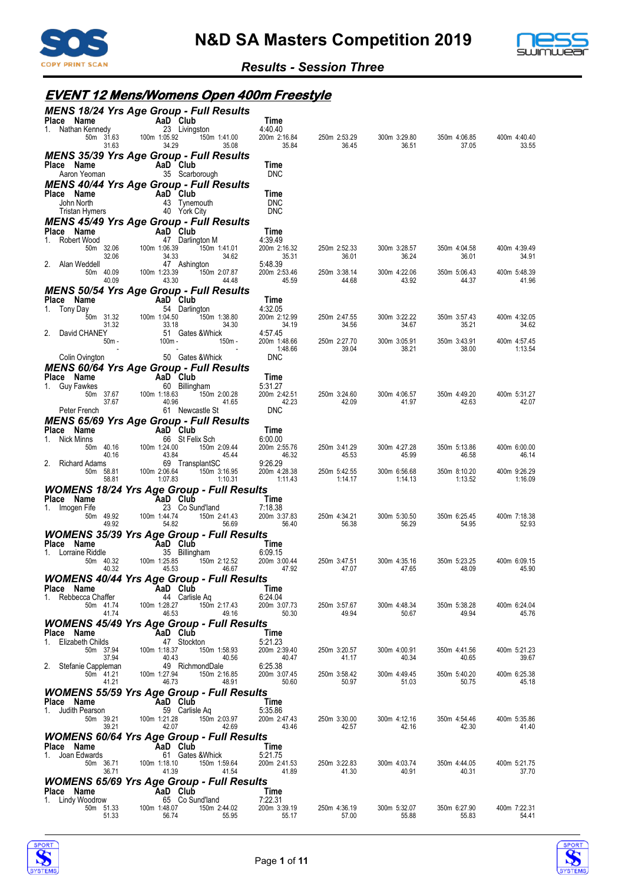# N&D SA Masters Competition 2019

## Results - Session Three

## EVENT 12 Mens/Womens Open 400m Freestyle

### MENS 18/24 Yrs Age Group - Full Results

| Place | Name | AaD | Club | Time | | | | | |
|---|---|---|---|---|---|---|---|---|---|
| 1. | Nathan Kennedy | 23 | Livingston | 4:40.40 | | | | | |
| | 50m 31.63 | 100m 1:05.92 | 150m 1:41.00 | 200m 2:16.84 | 250m 2:53.29 | 300m 3:29.80 | 350m 4:06.85 | 400m 4:40.40 | |
| | 31.63 | 34.29 | 35.08 | 35.84 | 36.45 | 36.51 | 37.05 | 33.55 | |

### MENS 35/39 Yrs Age Group - Full Results

| Place | Name | AaD | Club | Time |
|---|---|---|---|---|
| | Aaron Yeoman | 35 | Scarborough | DNC |

### MENS 40/44 Yrs Age Group - Full Results

| Place | Name | AaD | Club | Time |
|---|---|---|---|---|
| | John North | 43 | Tynemouth | DNC |
| | Tristan Hymers | 40 | York City | DNC |

### MENS 45/49 Yrs Age Group - Full Results

| Place | Name | AaD | Club | Time | | | | |
|---|---|---|---|---|---|---|---|---|
| 1. | Robert Wood | 47 | Darlington M | 4:39.49 | | | | |
| | 50m 32.06 | 100m 1:06.39 | 150m 1:41.01 | 200m 2:16.32 | 250m 2:52.33 | 300m 3:28.57 | 350m 4:04.58 | 400m 4:39.49 |
| | 32.06 | 34.33 | 34.62 | 35.31 | 36.01 | 36.24 | 36.01 | 34.91 |
| 2. | Alan Weddell | 47 | Ashington | 5:48.39 | | | | |
| | 50m 40.09 | 100m 1:23.39 | 150m 2:07.87 | 200m 2:53.46 | 250m 3:38.14 | 300m 4:22.06 | 350m 5:06.43 | 400m 5:48.39 |
| | 40.09 | 43.30 | 44.48 | 45.59 | 44.68 | 43.92 | 44.37 | 41.96 |

### MENS 50/54 Yrs Age Group - Full Results

| Place | Name | AaD | Club | Time | | | | |
|---|---|---|---|---|---|---|---|---|
| 1. | Tony Day | 54 | Darlington | 4:32.05 | | | | |
| | 50m 31.32 | 100m 1:04.50 | 150m 1:38.80 | 200m 2:12.99 | 250m 2:47.55 | 300m 3:22.22 | 350m 3:57.43 | 400m 4:32.05 |
| | 31.32 | 33.18 | 34.30 | 34.19 | 34.56 | 34.67 | 35.21 | 34.62 |
| 2. | David CHANEY | 51 | Gates &Whick | 4:57.45 | | | | |
| | 50m - | 100m - | 150m - | 200m 1:48.66 | 250m 2:27.70 | 300m 3:05.91 | 350m 3:43.91 | 400m 4:57.45 |
| | - | - | - | 1:48.66 | 39.04 | 38.21 | 38.00 | 1:13.54 |
| | Colin Ovington | 50 | Gates &Whick | DNC | | | | |

### MENS 60/64 Yrs Age Group - Full Results

| Place | Name | AaD | Club | Time | | | | |
|---|---|---|---|---|---|---|---|---|
| 1. | Guy Fawkes | 60 | Billingham | 5:31.27 | | | | |
| | 50m 37.67 | 100m 1:18.63 | 150m 2:00.28 | 200m 2:42.51 | 250m 3:24.60 | 300m 4:06.57 | 350m 4:49.20 | 400m 5:31.27 |
| | 37.67 | 40.96 | 41.65 | 42.23 | 42.09 | 41.97 | 42.63 | 42.07 |
| | Peter French | 61 | Newcastle St | DNC | | | | |

### MENS 65/69 Yrs Age Group - Full Results

| Place | Name | AaD | Club | Time | | | | |
|---|---|---|---|---|---|---|---|---|
| 1. | Nick Minns | 66 | St Felix Sch | 6:00.00 | | | | |
| | 50m 40.16 | 100m 1:24.00 | 150m 2:09.44 | 200m 2:55.76 | 250m 3:41.29 | 300m 4:27.28 | 350m 5:13.86 | 400m 6:00.00 |
| | 40.16 | 43.84 | 45.44 | 46.32 | 45.53 | 45.99 | 46.58 | 46.14 |
| 2. | Richard Adams | 69 | TransplantSC | 9:26.29 | | | | |
| | 50m 58.81 | 100m 2:06.64 | 150m 3:16.95 | 200m 4:28.38 | 250m 5:42.55 | 300m 6:56.68 | 350m 8:10.20 | 400m 9:26.29 |
| | 58.81 | 1:07.83 | 1:10.31 | 1:11.43 | 1:14.17 | 1:14.13 | 1:13.52 | 1:16.09 |

### WOMENS 18/24 Yrs Age Group - Full Results

| Place | Name | AaD | Club | Time | | | | |
|---|---|---|---|---|---|---|---|---|
| 1. | Imogen Fife | 23 | Co Sund'land | 7:18.38 | | | | |
| | 50m 49.92 | 100m 1:44.74 | 150m 2:41.43 | 200m 3:37.83 | 250m 4:34.21 | 300m 5:30.50 | 350m 6:25.45 | 400m 7:18.38 |
| | 49.92 | 54.82 | 56.69 | 56.40 | 56.38 | 56.29 | 54.95 | 52.93 |

### WOMENS 35/39 Yrs Age Group - Full Results

| Place | Name | AaD | Club | Time | | | | |
|---|---|---|---|---|---|---|---|---|
| 1. | Lorraine Riddle | 35 | Billingham | 6:09.15 | | | | |
| | 50m 40.32 | 100m 1:25.85 | 150m 2:12.52 | 200m 3:00.44 | 250m 3:47.51 | 300m 4:35.16 | 350m 5:23.25 | 400m 6:09.15 |
| | 40.32 | 45.53 | 46.67 | 47.92 | 47.07 | 47.65 | 48.09 | 45.90 |

### WOMENS 40/44 Yrs Age Group - Full Results

| Place | Name | AaD | Club | Time | | | | |
|---|---|---|---|---|---|---|---|---|
| 1. | Rebbecca Chaffer | 44 | Carlisle Aq | 6:24.04 | | | | |
| | 50m 41.74 | 100m 1:28.27 | 150m 2:17.43 | 200m 3:07.73 | 250m 3:57.67 | 300m 4:48.34 | 350m 5:38.28 | 400m 6:24.04 |
| | 41.74 | 46.53 | 49.16 | 50.30 | 49.94 | 50.67 | 49.94 | 45.76 |

### WOMENS 45/49 Yrs Age Group - Full Results

| Place | Name | AaD | Club | Time | | | | |
|---|---|---|---|---|---|---|---|---|
| 1. | Elizabeth Childs | 47 | Stockton | 5:21.23 | | | | |
| | 50m 37.94 | 100m 1:18.37 | 150m 1:58.93 | 200m 2:39.40 | 250m 3:20.57 | 300m 4:00.91 | 350m 4:41.56 | 400m 5:21.23 |
| | 37.94 | 40.43 | 40.56 | 40.47 | 41.17 | 40.34 | 40.65 | 39.67 |
| 2. | Stefanie Cappleman | 49 | RichmondDale | 6:25.38 | | | | |
| | 50m 41.21 | 100m 1:27.94 | 150m 2:16.85 | 200m 3:07.45 | 250m 3:58.42 | 300m 4:49.45 | 350m 5:40.20 | 400m 6:25.38 |
| | 41.21 | 46.73 | 48.91 | 50.60 | 50.97 | 51.03 | 50.75 | 45.18 |

### WOMENS 55/59 Yrs Age Group - Full Results

| Place | Name | AaD | Club | Time | | | | |
|---|---|---|---|---|---|---|---|---|
| 1. | Judith Pearson | 59 | Carlisle Aq | 5:35.86 | | | | |
| | 50m 39.21 | 100m 1:21.28 | 150m 2:03.97 | 200m 2:47.43 | 250m 3:30.00 | 300m 4:12.16 | 350m 4:54.46 | 400m 5:35.86 |
| | 39.21 | 42.07 | 42.69 | 43.46 | 42.57 | 42.16 | 42.30 | 41.40 |

### WOMENS 60/64 Yrs Age Group - Full Results

| Place | Name | AaD | Club | Time | | | | |
|---|---|---|---|---|---|---|---|---|
| 1. | Joan Edwards | 61 | Gates &Whick | 5:21.75 | | | | |
| | 50m 36.71 | 100m 1:18.10 | 150m 1:59.64 | 200m 2:41.53 | 250m 3:22.83 | 300m 4:03.74 | 350m 4:44.05 | 400m 5:21.75 |
| | 36.71 | 41.39 | 41.54 | 41.89 | 41.30 | 40.91 | 40.31 | 37.70 |

### WOMENS 65/69 Yrs Age Group - Full Results

| Place | Name | AaD | Club | Time | | | | |
|---|---|---|---|---|---|---|---|---|
| 1. | Lindy Woodrow | 65 | Co Sund'land | 7:22.31 | | | | |
| | 50m 51.33 | 100m 1:48.07 | 150m 2:44.02 | 200m 3:39.19 | 250m 4:36.19 | 300m 5:32.07 | 350m 6:27.90 | 400m 7:22.31 |
| | 51.33 | 56.74 | 55.95 | 55.17 | 57.00 | 55.88 | 55.83 | 54.41 |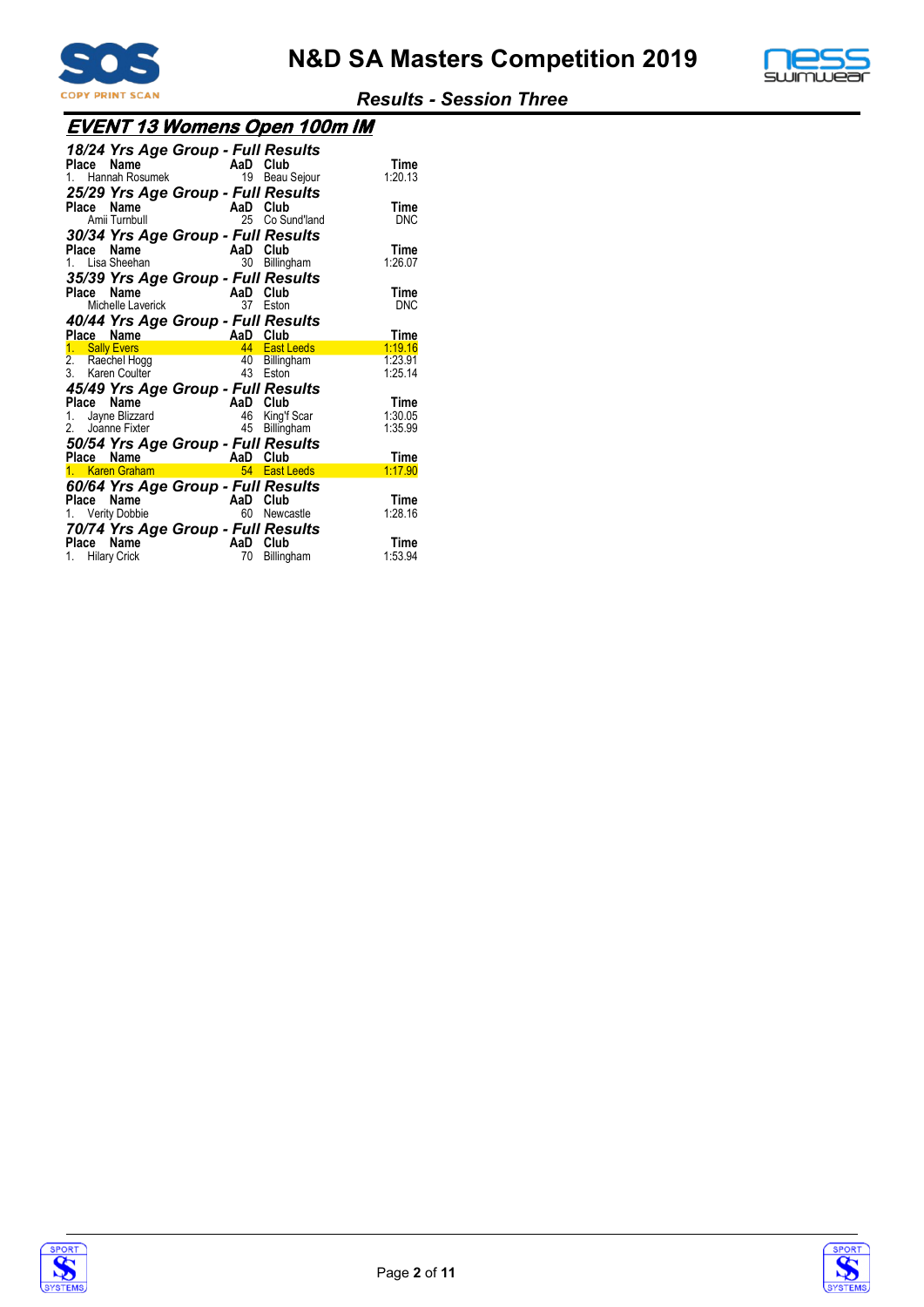# N&D SA Masters Competition 2019

## Results - Session Three

## EVENT 13 Womens Open 100m IM

### 18/24 Yrs Age Group - Full Results

| Place | Name | AaD | Club | Time |
|---|---|---|---|---|
| 1. | Hannah Rosumek | 19 | Beau Sejour | 1:20.13 |

### 25/29 Yrs Age Group - Full Results

| Place | Name | AaD | Club | Time |
|---|---|---|---|---|
| | Amii Turnbull | 25 | Co Sund'land | DNC |

### 30/34 Yrs Age Group - Full Results

| Place | Name | AaD | Club | Time |
|---|---|---|---|---|
| 1. | Lisa Sheehan | 30 | Billingham | 1:26.07 |

### 35/39 Yrs Age Group - Full Results

| Place | Name | AaD | Club | Time |
|---|---|---|---|---|
| | Michelle Laverick | 37 | Eston | DNC |

### 40/44 Yrs Age Group - Full Results

| Place | Name | AaD | Club | Time |
|---|---|---|---|---|
| 1. | Sally Evers | 44 | East Leeds | 1:19.16 |
| 2. | Raechel Hogg | 40 | Billingham | 1:23.91 |
| 3. | Karen Coulter | 43 | Eston | 1:25.14 |

### 45/49 Yrs Age Group - Full Results

| Place | Name | AaD | Club | Time |
|---|---|---|---|---|
| 1. | Jayne Blizzard | 46 | King'f Scar | 1:30.05 |
| 2. | Joanne Fixter | 45 | Billingham | 1:35.99 |

### 50/54 Yrs Age Group - Full Results

| Place | Name | AaD | Club | Time |
|---|---|---|---|---|
| 1. | Karen Graham | 54 | East Leeds | 1:17.90 |

### 60/64 Yrs Age Group - Full Results

| Place | Name | AaD | Club | Time |
|---|---|---|---|---|
| 1. | Verity Dobbie | 60 | Newcastle | 1:28.16 |

### 70/74 Yrs Age Group - Full Results

| Place | Name | AaD | Club | Time |
|---|---|---|---|---|
| 1. | Hilary Crick | 70 | Billingham | 1:53.94 |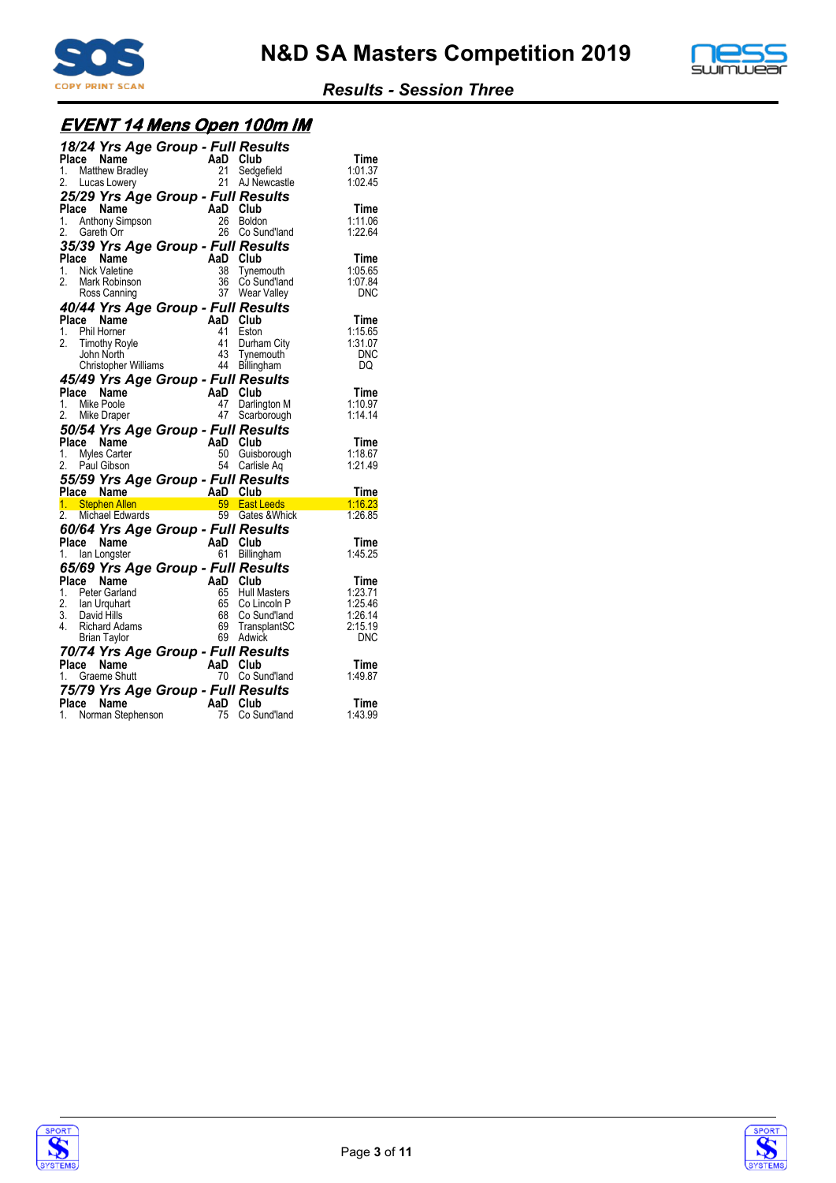# N&D SA Masters Competition 2019

## Results - Session Three

## EVENT 14 Mens Open 100m IM

### 18/24 Yrs Age Group - Full Results

| Place | Name | AaD | Club | Time |
|---|---|---|---|---|
| 1. | Matthew Bradley | 21 | Sedgefield | 1:01.37 |
| 2. | Lucas Lowery | 21 | AJ Newcastle | 1:02.45 |

### 25/29 Yrs Age Group - Full Results

| Place | Name | AaD | Club | Time |
|---|---|---|---|---|
| 1. | Anthony Simpson | 26 | Boldon | 1:11.06 |
| 2. | Gareth Orr | 26 | Co Sund'land | 1:22.64 |

### 35/39 Yrs Age Group - Full Results

| Place | Name | AaD | Club | Time |
|---|---|---|---|---|
| 1. | Nick Valetine | 38 | Tynemouth | 1:05.65 |
| 2. | Mark Robinson | 36 | Co Sund'land | 1:07.84 |
| | Ross Canning | 37 | Wear Valley | DNC |

### 40/44 Yrs Age Group - Full Results

| Place | Name | AaD | Club | Time |
|---|---|---|---|---|
| 1. | Phil Horner | 41 | Eston | 1:15.65 |
| 2. | Timothy Royle | 41 | Durham City | 1:31.07 |
| | John North | 43 | Tynemouth | DNC |
| | Christopher Williams | 44 | Billingham | DQ |

### 45/49 Yrs Age Group - Full Results

| Place | Name | AaD | Club | Time |
|---|---|---|---|---|
| 1. | Mike Poole | 47 | Darlington M | 1:10.97 |
| 2. | Mike Draper | 47 | Scarborough | 1:14.14 |

### 50/54 Yrs Age Group - Full Results

| Place | Name | AaD | Club | Time |
|---|---|---|---|---|
| 1. | Myles Carter | 50 | Guisborough | 1:18.67 |
| 2. | Paul Gibson | 54 | Carlisle Aq | 1:21.49 |

### 55/59 Yrs Age Group - Full Results

| Place | Name | AaD | Club | Time |
|---|---|---|---|---|
| 1. | Stephen Allen | 59 | East Leeds | 1:16.23 |
| 2. | Michael Edwards | 59 | Gates &Whick | 1:26.85 |

### 60/64 Yrs Age Group - Full Results

| Place | Name | AaD | Club | Time |
|---|---|---|---|---|
| 1. | Ian Longster | 61 | Billingham | 1:45.25 |

### 65/69 Yrs Age Group - Full Results

| Place | Name | AaD | Club | Time |
|---|---|---|---|---|
| 1. | Peter Garland | 65 | Hull Masters | 1:23.71 |
| 2. | Ian Urquhart | 65 | Co Lincoln P | 1:25.46 |
| 3. | David Hills | 68 | Co Sund'land | 1:26.14 |
| 4. | Richard Adams | 69 | TransplantSC | 2:15.19 |
| | Brian Taylor | 69 | Adwick | DNC |

### 70/74 Yrs Age Group - Full Results

| Place | Name | AaD | Club | Time |
|---|---|---|---|---|
| 1. | Graeme Shutt | 70 | Co Sund'land | 1:49.87 |

### 75/79 Yrs Age Group - Full Results

| Place | Name | AaD | Club | Time |
|---|---|---|---|---|
| 1. | Norman Stephenson | 75 | Co Sund'land | 1:43.99 |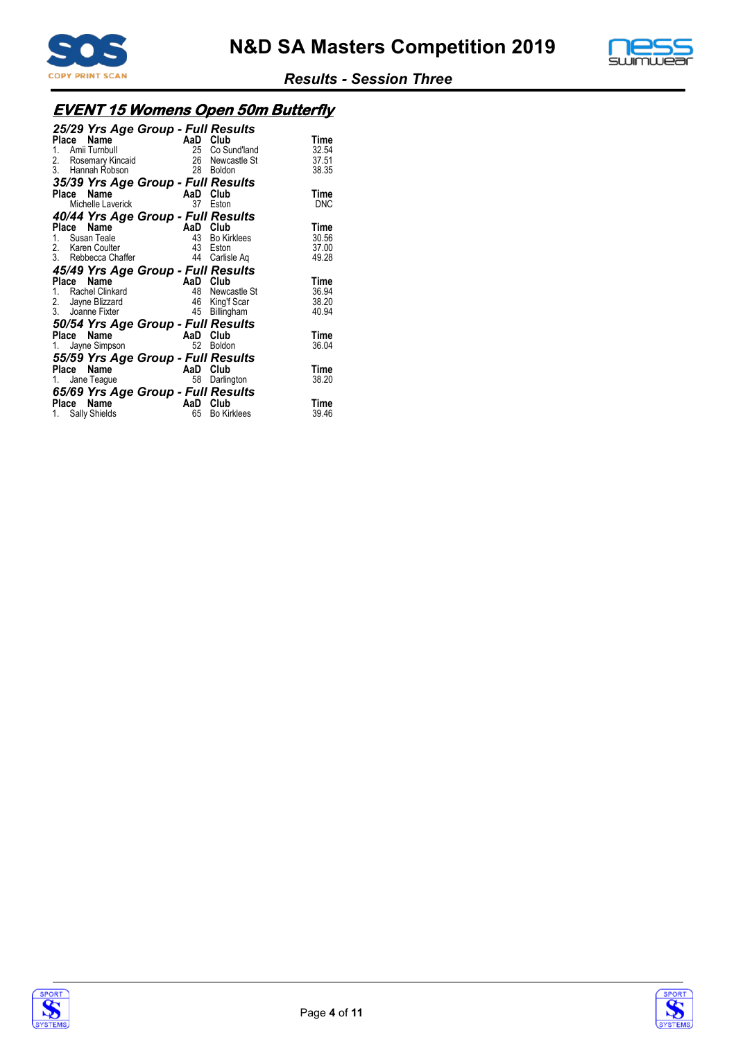## EVENT 15 Womens Open 50m Butterfly

### 25/29 Yrs Age Group - Full Results

| Place | Name | AaD | Club | Time |
|---|---|---|---|---|
| 1. | Amii Turnbull | 25 | Co Sund'land | 32.54 |
| 2. | Rosemary Kincaid | 26 | Newcastle St | 37.51 |
| 3. | Hannah Robson | 28 | Boldon | 38.35 |

### 35/39 Yrs Age Group - Full Results

| Place | Name | AaD | Club | Time |
|---|---|---|---|---|
| | Michelle Laverick | 37 | Eston | DNC |

### 40/44 Yrs Age Group - Full Results

| Place | Name | AaD | Club | Time |
|---|---|---|---|---|
| 1. | Susan Teale | 43 | Bo Kirklees | 30.56 |
| 2. | Karen Coulter | 43 | Eston | 37.00 |
| 3. | Rebbecca Chaffer | 44 | Carlisle Aq | 49.28 |

### 45/49 Yrs Age Group - Full Results

| Place | Name | AaD | Club | Time |
|---|---|---|---|---|
| 1. | Rachel Clinkard | 48 | Newcastle St | 36.94 |
| 2. | Jayne Blizzard | 46 | King'f Scar | 38.20 |
| 3. | Joanne Fixter | 45 | Billingham | 40.94 |

### 50/54 Yrs Age Group - Full Results

| Place | Name | AaD | Club | Time |
|---|---|---|---|---|
| 1. | Jayne Simpson | 52 | Boldon | 36.04 |

### 55/59 Yrs Age Group - Full Results

| Place | Name | AaD | Club | Time |
|---|---|---|---|---|
| 1. | Jane Teague | 58 | Darlington | 38.20 |

### 65/69 Yrs Age Group - Full Results

| Place | Name | AaD | Club | Time |
|---|---|---|---|---|
| 1. | Sally Shields | 65 | Bo Kirklees | 39.46 |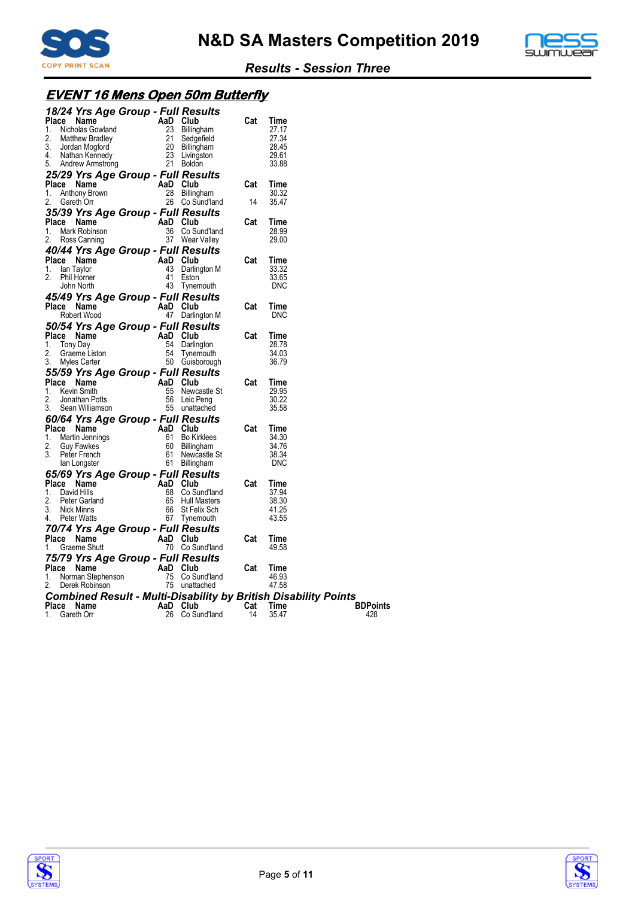# N&D SA Masters Competition 2019

*Results - Session Three*

## EVENT 16 Mens Open 50m Butterfly

### 18/24 Yrs Age Group - Full Results

| Place | Name | AaD | Club | Cat | Time |
|---|---|---|---|---|---|
| 1. | Nicholas Gowland | 23 | Billingham | | 27.17 |
| 2. | Matthew Bradley | 21 | Sedgefield | | 27.34 |
| 3. | Jordan Mogford | 20 | Billingham | | 28.45 |
| 4. | Nathan Kennedy | 23 | Livingston | | 29.61 |
| 5. | Andrew Armstrong | 21 | Boldon | | 33.88 |

### 25/29 Yrs Age Group - Full Results

| Place | Name | AaD | Club | Cat | Time |
|---|---|---|---|---|---|
| 1. | Anthony Brown | 28 | Billingham | | 30.32 |
| 2. | Gareth Orr | 26 | Co Sund'land | 14 | 35.47 |

### 35/39 Yrs Age Group - Full Results

| Place | Name | AaD | Club | Cat | Time |
|---|---|---|---|---|---|
| 1. | Mark Robinson | 36 | Co Sund'land | | 28.99 |
| 2. | Ross Canning | 37 | Wear Valley | | 29.00 |

### 40/44 Yrs Age Group - Full Results

| Place | Name | AaD | Club | Cat | Time |
|---|---|---|---|---|---|
| 1. | Ian Taylor | 43 | Darlington M | | 33.32 |
| 2. | Phil Horner | 41 | Eston | | 33.65 |
| | John North | 43 | Tynemouth | | DNC |

### 45/49 Yrs Age Group - Full Results

| Place | Name | AaD | Club | Cat | Time |
|---|---|---|---|---|---|
| | Robert Wood | 47 | Darlington M | | DNC |

### 50/54 Yrs Age Group - Full Results

| Place | Name | AaD | Club | Cat | Time |
|---|---|---|---|---|---|
| 1. | Tony Day | 54 | Darlington | | 28.78 |
| 2. | Graeme Liston | 54 | Tynemouth | | 34.03 |
| 3. | Myles Carter | 50 | Guisborough | | 36.79 |

### 55/59 Yrs Age Group - Full Results

| Place | Name | AaD | Club | Cat | Time |
|---|---|---|---|---|---|
| 1. | Kevin Smith | 55 | Newcastle St | | 29.95 |
| 2. | Jonathan Potts | 56 | Leic Peng | | 30.22 |
| 3. | Sean Williamson | 55 | unattached | | 35.58 |

### 60/64 Yrs Age Group - Full Results

| Place | Name | AaD | Club | Cat | Time |
|---|---|---|---|---|---|
| 1. | Martin Jennings | 61 | Bo Kirklees | | 34.30 |
| 2. | Guy Fawkes | 60 | Billingham | | 34.76 |
| 3. | Peter French | 61 | Newcastle St | | 38.34 |
| | Ian Longster | 61 | Billingham | | DNC |

### 65/69 Yrs Age Group - Full Results

| Place | Name | AaD | Club | Cat | Time |
|---|---|---|---|---|---|
| 1. | David Hills | 68 | Co Sund'land | | 37.94 |
| 2. | Peter Garland | 65 | Hull Masters | | 38.30 |
| 3. | Nick Minns | 66 | St Felix Sch | | 41.25 |
| 4. | Peter Watts | 67 | Tynemouth | | 43.55 |

### 70/74 Yrs Age Group - Full Results

| Place | Name | AaD | Club | Cat | Time |
|---|---|---|---|---|---|
| 1. | Graeme Shutt | 70 | Co Sund'land | | 49.58 |

### 75/79 Yrs Age Group - Full Results

| Place | Name | AaD | Club | Cat | Time |
|---|---|---|---|---|---|
| 1. | Norman Stephenson | 75 | Co Sund'land | | 46.93 |
| 2. | Derek Robinson | 75 | unattached | | 47.58 |

### Combined Result - Multi-Disability by British Disability Points

| Place | Name | AaD | Club | Cat | Time | BDPoints |
|---|---|---|---|---|---|---|
| 1. | Gareth Orr | 26 | Co Sund'land | 14 | 35.47 | 428 |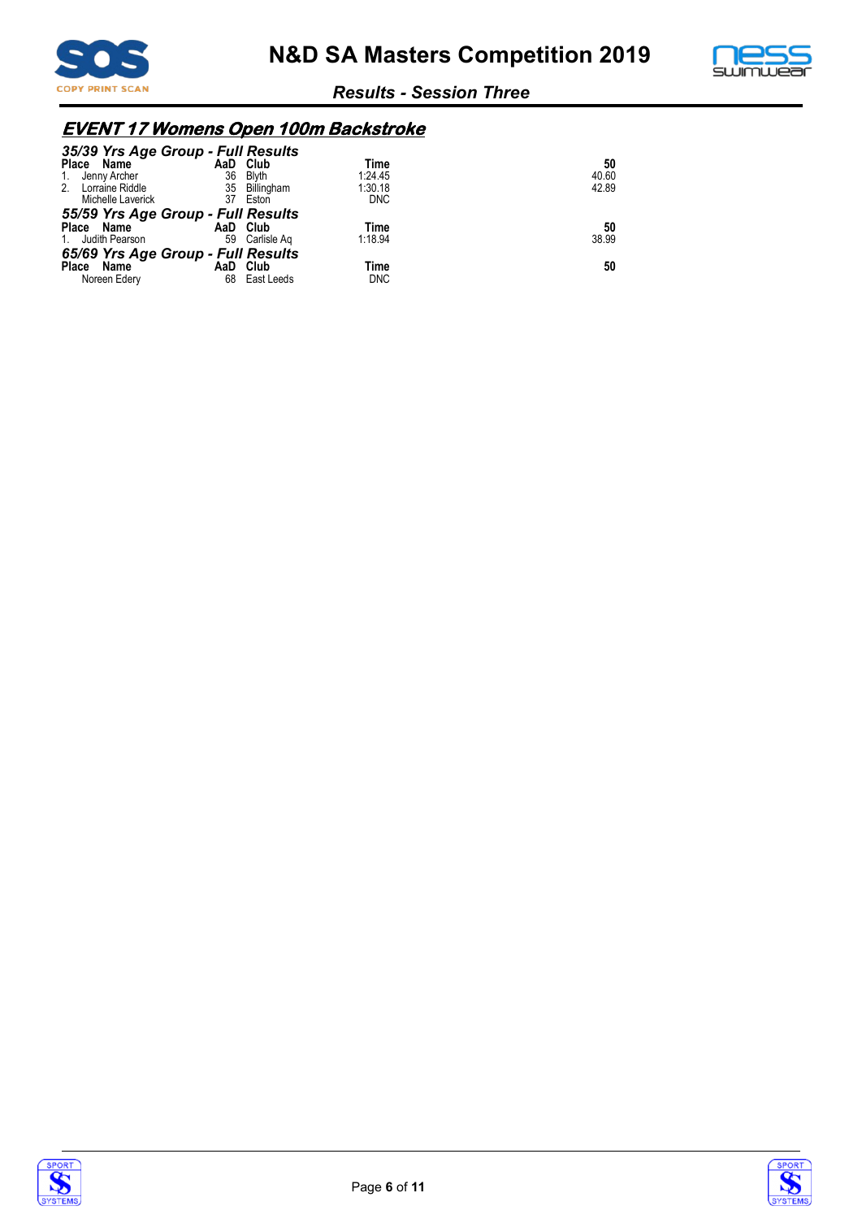# N&D SA Masters Competition 2019

*Results - Session Three*

## EVENT 17 Womens Open 100m Backstroke

### 35/39 Yrs Age Group - Full Results

| Place | Name | AaD | Club | Time | 50 |
|---|---|---|---|---|---|
| 1. | Jenny Archer | 36 | Blyth | 1:24.45 | 40.60 |
| 2. | Lorraine Riddle | 35 | Billingham | 1:30.18 | 42.89 |
| | Michelle Laverick | 37 | Eston | DNC | |

### 55/59 Yrs Age Group - Full Results

| Place | Name | AaD | Club | Time | 50 |
|---|---|---|---|---|---|
| 1. | Judith Pearson | 59 | Carlisle Aq | 1:18.94 | 38.99 |

### 65/69 Yrs Age Group - Full Results

| Place | Name | AaD | Club | Time | 50 |
|---|---|---|---|---|---|
| | Noreen Edery | 68 | East Leeds | DNC | |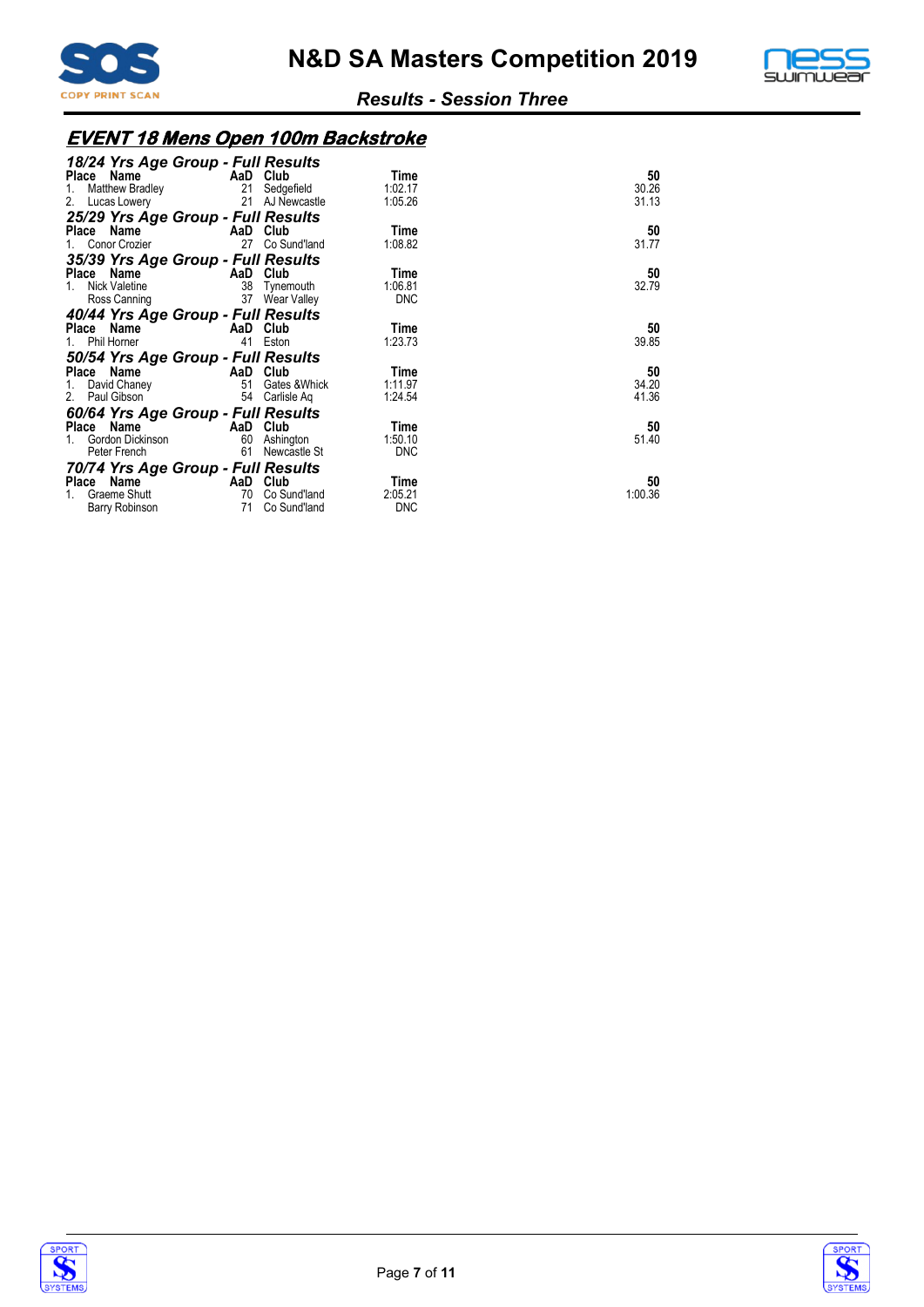## EVENT 18 Mens Open 100m Backstroke

### 18/24 Yrs Age Group - Full Results

| Place | Name | AaD | Club | Time | 50 |
|---|---|---|---|---|---|
| 1. | Matthew Bradley | 21 | Sedgefield | 1:02.17 | 30.26 |
| 2. | Lucas Lowery | 21 | AJ Newcastle | 1:05.26 | 31.13 |

### 25/29 Yrs Age Group - Full Results

| Place | Name | AaD | Club | Time | 50 |
|---|---|---|---|---|---|
| 1. | Conor Crozier | 27 | Co Sund'land | 1:08.82 | 31.77 |

### 35/39 Yrs Age Group - Full Results

| Place | Name | AaD | Club | Time | 50 |
|---|---|---|---|---|---|
| 1. | Nick Valetine | 38 | Tynemouth | 1:06.81 | 32.79 |
| | Ross Canning | 37 | Wear Valley | DNC | |

### 40/44 Yrs Age Group - Full Results

| Place | Name | AaD | Club | Time | 50 |
|---|---|---|---|---|---|
| 1. | Phil Horner | 41 | Eston | 1:23.73 | 39.85 |

### 50/54 Yrs Age Group - Full Results

| Place | Name | AaD | Club | Time | 50 |
|---|---|---|---|---|---|
| 1. | David Chaney | 51 | Gates &Whick | 1:11.97 | 34.20 |
| 2. | Paul Gibson | 54 | Carlisle Aq | 1:24.54 | 41.36 |

### 60/64 Yrs Age Group - Full Results

| Place | Name | AaD | Club | Time | 50 |
|---|---|---|---|---|---|
| 1. | Gordon Dickinson | 60 | Ashington | 1:50.10 | 51.40 |
| | Peter French | 61 | Newcastle St | DNC | |

### 70/74 Yrs Age Group - Full Results

| Place | Name | AaD | Club | Time | 50 |
|---|---|---|---|---|---|
| 1. | Graeme Shutt | 70 | Co Sund'land | 2:05.21 | 1:00.36 |
| | Barry Robinson | 71 | Co Sund'land | DNC | |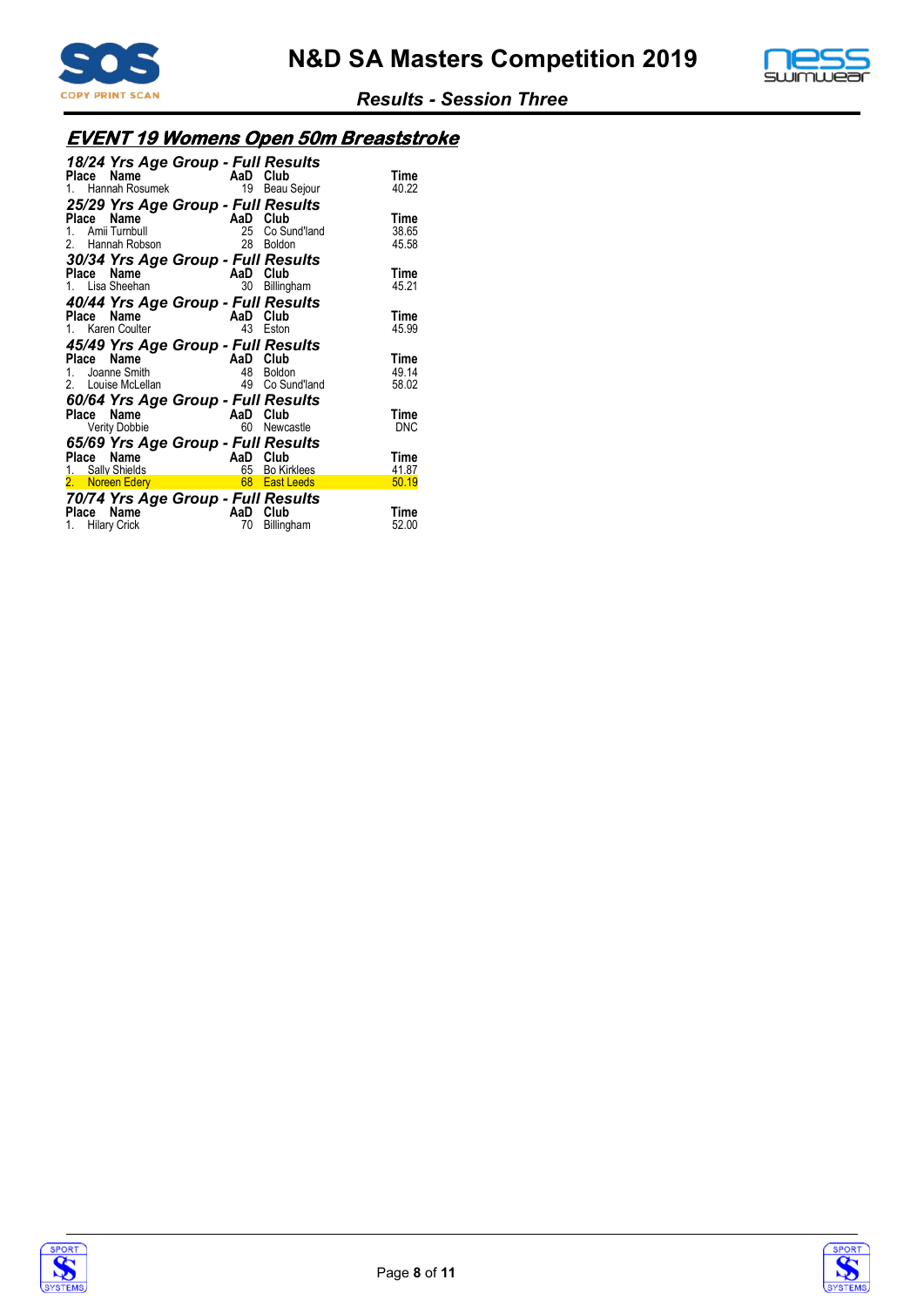# N&D SA Masters Competition 2019

*Results - Session Three*

## EVENT 19 Womens Open 50m Breaststroke

### 18/24 Yrs Age Group - Full Results

| Place | Name | AaD | Club | Time |
|---|---|---|---|---|
| 1. | Hannah Rosumek | 19 | Beau Sejour | 40.22 |

### 25/29 Yrs Age Group - Full Results

| Place | Name | AaD | Club | Time |
|---|---|---|---|---|
| 1. | Amii Turnbull | 25 | Co Sund'land | 38.65 |
| 2. | Hannah Robson | 28 | Boldon | 45.58 |

### 30/34 Yrs Age Group - Full Results

| Place | Name | AaD | Club | Time |
|---|---|---|---|---|
| 1. | Lisa Sheehan | 30 | Billingham | 45.21 |

### 40/44 Yrs Age Group - Full Results

| Place | Name | AaD | Club | Time |
|---|---|---|---|---|
| 1. | Karen Coulter | 43 | Eston | 45.99 |

### 45/49 Yrs Age Group - Full Results

| Place | Name | AaD | Club | Time |
|---|---|---|---|---|
| 1. | Joanne Smith | 48 | Boldon | 49.14 |
| 2. | Louise McLellan | 49 | Co Sund'land | 58.02 |

### 60/64 Yrs Age Group - Full Results

| Place | Name | AaD | Club | Time |
|---|---|---|---|---|
| | Verity Dobbie | 60 | Newcastle | DNC |

### 65/69 Yrs Age Group - Full Results

| Place | Name | AaD | Club | Time |
|---|---|---|---|---|
| 1. | Sally Shields | 65 | Bo Kirklees | 41.87 |
| 2. | Noreen Edery | 68 | East Leeds | 50.19 |

### 70/74 Yrs Age Group - Full Results

| Place | Name | AaD | Club | Time |
|---|---|---|---|---|
| 1. | Hilary Crick | 70 | Billingham | 52.00 |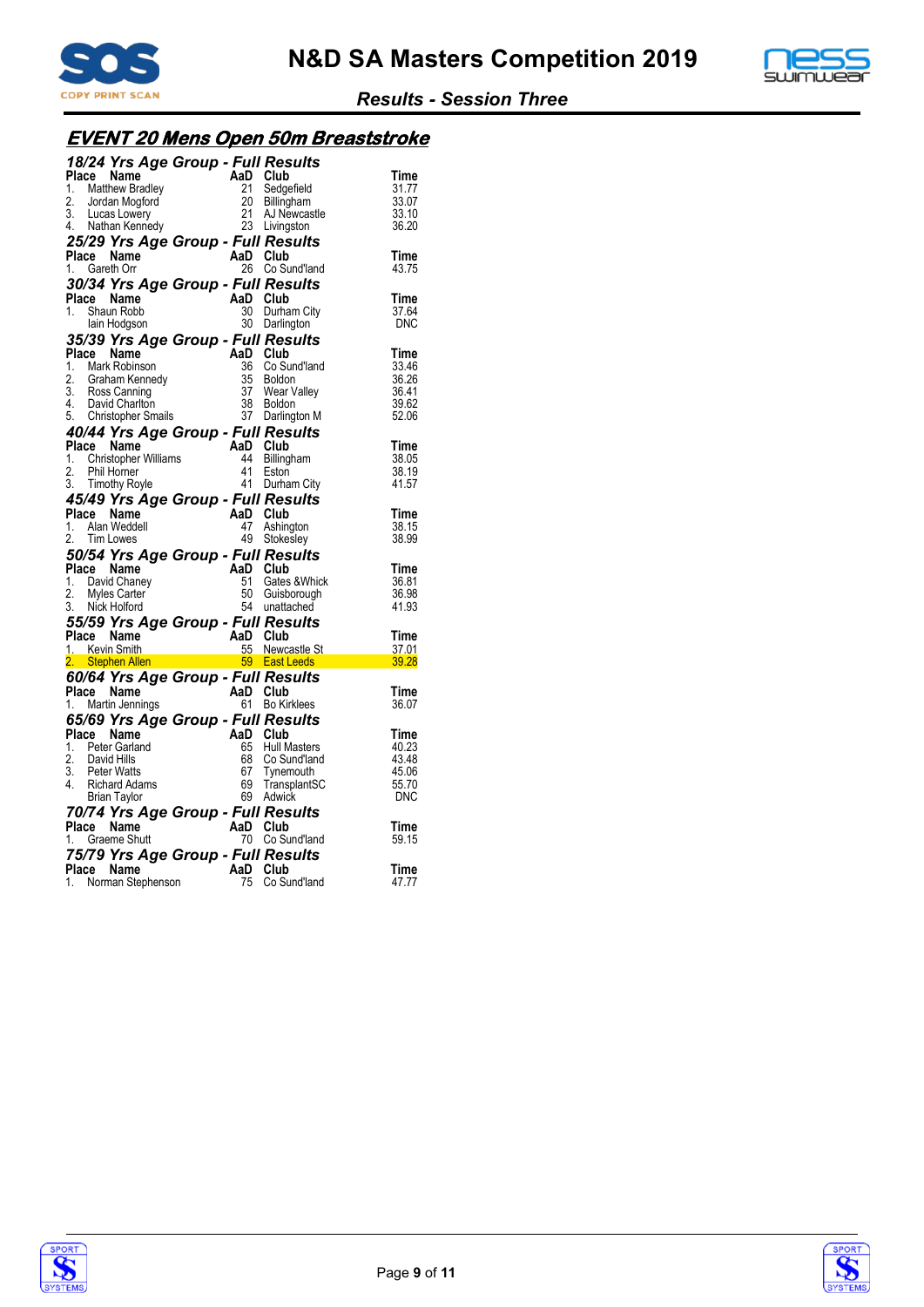# EVENT 20 Mens Open 50m Breaststroke

### 18/24 Yrs Age Group - Full Results

| Place | Name | AaD | Club | Time |
|---|---|---|---|---|
| 1. | Matthew Bradley | 21 | Sedgefield | 31.77 |
| 2. | Jordan Mogford | 20 | Billingham | 33.07 |
| 3. | Lucas Lowery | 21 | AJ Newcastle | 33.10 |
| 4. | Nathan Kennedy | 23 | Livingston | 36.20 |

### 25/29 Yrs Age Group - Full Results

| Place | Name | AaD | Club | Time |
|---|---|---|---|---|
| 1. | Gareth Orr | 26 | Co Sund'land | 43.75 |

### 30/34 Yrs Age Group - Full Results

| Place | Name | AaD | Club | Time |
|---|---|---|---|---|
| 1. | Shaun Robb | 30 | Durham City | 37.64 |
| | Iain Hodgson | 30 | Darlington | DNC |

### 35/39 Yrs Age Group - Full Results

| Place | Name | AaD | Club | Time |
|---|---|---|---|---|
| 1. | Mark Robinson | 36 | Co Sund'land | 33.46 |
| 2. | Graham Kennedy | 35 | Boldon | 36.26 |
| 3. | Ross Canning | 37 | Wear Valley | 36.41 |
| 4. | David Charlton | 38 | Boldon | 39.62 |
| 5. | Christopher Smails | 37 | Darlington M | 52.06 |

### 40/44 Yrs Age Group - Full Results

| Place | Name | AaD | Club | Time |
|---|---|---|---|---|
| 1. | Christopher Williams | 44 | Billingham | 38.05 |
| 2. | Phil Horner | 41 | Eston | 38.19 |
| 3. | Timothy Royle | 41 | Durham City | 41.57 |

### 45/49 Yrs Age Group - Full Results

| Place | Name | AaD | Club | Time |
|---|---|---|---|---|
| 1. | Alan Weddell | 47 | Ashington | 38.15 |
| 2. | Tim Lowes | 49 | Stokesley | 38.99 |

### 50/54 Yrs Age Group - Full Results

| Place | Name | AaD | Club | Time |
|---|---|---|---|---|
| 1. | David Chaney | 51 | Gates &Whick | 36.81 |
| 2. | Myles Carter | 50 | Guisborough | 36.98 |
| 3. | Nick Holford | 54 | unattached | 41.93 |

### 55/59 Yrs Age Group - Full Results

| Place | Name | AaD | Club | Time |
|---|---|---|---|---|
| 1. | Kevin Smith | 55 | Newcastle St | 37.01 |
| 2. | Stephen Allen | 59 | East Leeds | 39.28 |

### 60/64 Yrs Age Group - Full Results

| Place | Name | AaD | Club | Time |
|---|---|---|---|---|
| 1. | Martin Jennings | 61 | Bo Kirklees | 36.07 |

### 65/69 Yrs Age Group - Full Results

| Place | Name | AaD | Club | Time |
|---|---|---|---|---|
| 1. | Peter Garland | 65 | Hull Masters | 40.23 |
| 2. | David Hills | 68 | Co Sund'land | 43.48 |
| 3. | Peter Watts | 67 | Tynemouth | 45.06 |
| 4. | Richard Adams | 69 | TransplantSC | 55.70 |
| | Brian Taylor | 69 | Adwick | DNC |

### 70/74 Yrs Age Group - Full Results

| Place | Name | AaD | Club | Time |
|---|---|---|---|---|
| 1. | Graeme Shutt | 70 | Co Sund'land | 59.15 |

### 75/79 Yrs Age Group - Full Results

| Place | Name | AaD | Club | Time |
|---|---|---|---|---|
| 1. | Norman Stephenson | 75 | Co Sund'land | 47.77 |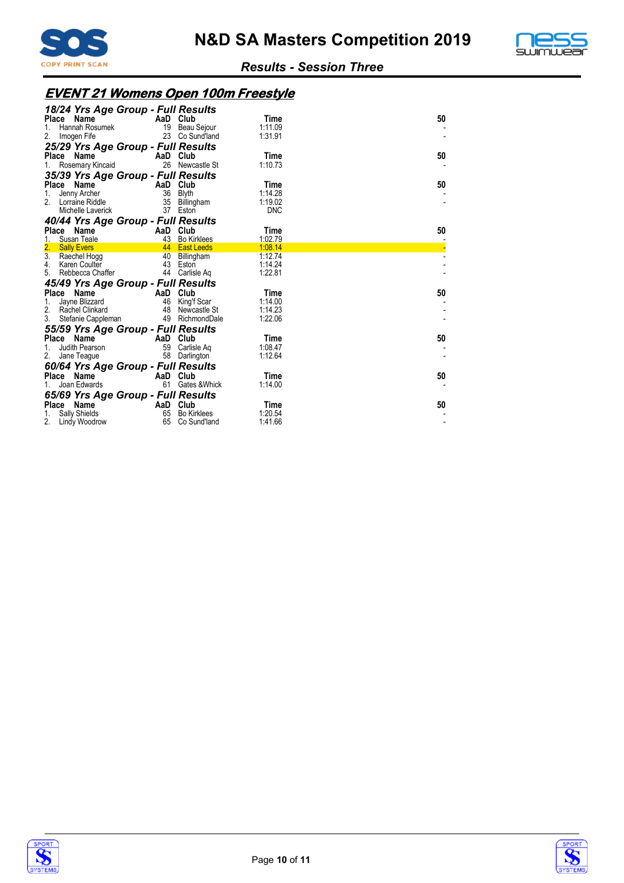# N&D SA Masters Competition 2019

## Results - Session Three

### EVENT 21 Womens Open 100m Freestyle

**18/24 Yrs Age Group - Full Results**

| Place | Name | AaD | Club | Time | 50 |
|---|---|---|---|---|---|
| 1. | Hannah Rosumek | 19 | Beau Sejour | 1:11.09 | - |
| 2. | Imogen Fife | 23 | Co Sund'land | 1:31.91 | - |

**25/29 Yrs Age Group - Full Results**

| Place | Name | AaD | Club | Time | 50 |
|---|---|---|---|---|---|
| 1. | Rosemary Kincaid | 26 | Newcastle St | 1:10.73 | - |

**35/39 Yrs Age Group - Full Results**

| Place | Name | AaD | Club | Time | 50 |
|---|---|---|---|---|---|
| 1. | Jenny Archer | 36 | Blyth | 1:14.28 | - |
| 2. | Lorraine Riddle | 35 | Billingham | 1:19.02 | - |
| | Michelle Laverick | 37 | Eston | DNC | |

**40/44 Yrs Age Group - Full Results**

| Place | Name | AaD | Club | Time | 50 |
|---|---|---|---|---|---|
| 1. | Susan Teale | 43 | Bo Kirklees | 1:02.79 | - |
| 2. | Sally Evers | 44 | East Leeds | 1:08.14 | - |
| 3. | Raechel Hogg | 40 | Billingham | 1:12.74 | - |
| 4. | Karen Coulter | 43 | Eston | 1:14.24 | - |
| 5. | Rebbecca Chaffer | 44 | Carlisle Aq | 1:22.81 | - |

**45/49 Yrs Age Group - Full Results**

| Place | Name | AaD | Club | Time | 50 |
|---|---|---|---|---|---|
| 1. | Jayne Blizzard | 46 | King'f Scar | 1:14.00 | - |
| 2. | Rachel Clinkard | 48 | Newcastle St | 1:14.23 | - |
| 3. | Stefanie Cappleman | 49 | RichmondDale | 1:22.06 | - |

**55/59 Yrs Age Group - Full Results**

| Place | Name | AaD | Club | Time | 50 |
|---|---|---|---|---|---|
| 1. | Judith Pearson | 59 | Carlisle Aq | 1:08.47 | - |
| 2. | Jane Teague | 58 | Darlington | 1:12.64 | - |

**60/64 Yrs Age Group - Full Results**

| Place | Name | AaD | Club | Time | 50 |
|---|---|---|---|---|---|
| 1. | Joan Edwards | 61 | Gates &Whick | 1:14.00 | - |

**65/69 Yrs Age Group - Full Results**

| Place | Name | AaD | Club | Time | 50 |
|---|---|---|---|---|---|
| 1. | Sally Shields | 65 | Bo Kirklees | 1:20.54 | - |
| 2. | Lindy Woodrow | 65 | Co Sund'land | 1:41.66 | - |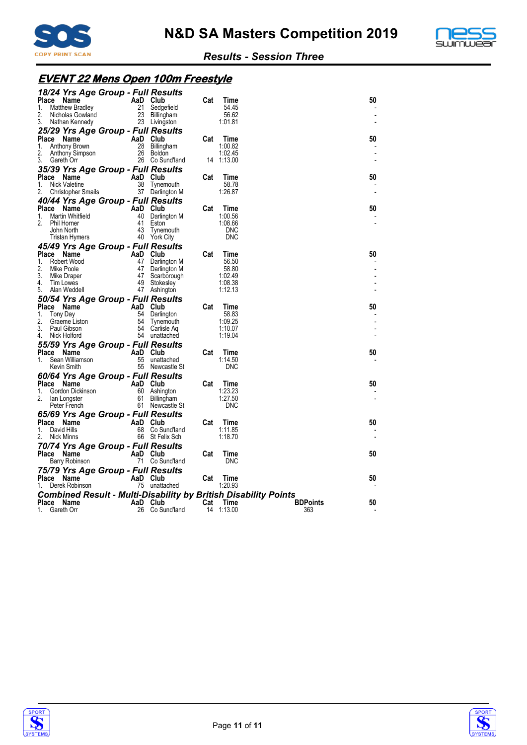# N&D SA Masters Competition 2019

*Results - Session Three*

## *EVENT 22 Mens Open 100m Freestyle*

### *18/24 Yrs Age Group - Full Results*

| Place | Name | AaD | Club | Cat | Time | 50 |
|---|---|---|---|---|---|---|
| 1. | Matthew Bradley | 21 | Sedgefield | | 54.45 | - |
| 2. | Nicholas Gowland | 23 | Billingham | | 56.62 | - |
| 3. | Nathan Kennedy | 23 | Livingston | | 1:01.81 | - |

### *25/29 Yrs Age Group - Full Results*

| Place | Name | AaD | Club | Cat | Time | 50 |
|---|---|---|---|---|---|---|
| 1. | Anthony Brown | 28 | Billingham | | 1:00.82 | - |
| 2. | Anthony Simpson | 26 | Boldon | | 1:02.45 | - |
| 3. | Gareth Orr | 26 | Co Sund'land | 14 | 1:13.00 | - |

### *35/39 Yrs Age Group - Full Results*

| Place | Name | AaD | Club | Cat | Time | 50 |
|---|---|---|---|---|---|---|
| 1. | Nick Valetine | 38 | Tynemouth | | 58.78 | - |
| 2. | Christopher Smails | 37 | Darlington M | | 1:26.87 | - |

### *40/44 Yrs Age Group - Full Results*

| Place | Name | AaD | Club | Cat | Time | 50 |
|---|---|---|---|---|---|---|
| 1. | Martin Whitfield | 40 | Darlington M | | 1:00.56 | - |
| 2. | Phil Horner | 41 | Eston | | 1:08.66 | - |
| | John North | 43 | Tynemouth | | DNC | |
| | Tristan Hymers | 40 | York City | | DNC | |

### *45/49 Yrs Age Group - Full Results*

| Place | Name | AaD | Club | Cat | Time | 50 |
|---|---|---|---|---|---|---|
| 1. | Robert Wood | 47 | Darlington M | | 56.50 | - |
| 2. | Mike Poole | 47 | Darlington M | | 58.80 | - |
| 3. | Mike Draper | 47 | Scarborough | | 1:02.49 | - |
| 4. | Tim Lowes | 49 | Stokesley | | 1:08.38 | - |
| 5. | Alan Weddell | 47 | Ashington | | 1:12.13 | - |

### *50/54 Yrs Age Group - Full Results*

| Place | Name | AaD | Club | Cat | Time | 50 |
|---|---|---|---|---|---|---|
| 1. | Tony Day | 54 | Darlington | | 58.83 | - |
| 2. | Graeme Liston | 54 | Tynemouth | | 1:09.25 | - |
| 3. | Paul Gibson | 54 | Carlisle Aq | | 1:10.07 | - |
| 4. | Nick Holford | 54 | unattached | | 1:19.04 | - |

### *55/59 Yrs Age Group - Full Results*

| Place | Name | AaD | Club | Cat | Time | 50 |
|---|---|---|---|---|---|---|
| 1. | Sean Williamson | 55 | unattached | | 1:14.50 | - |
| | Kevin Smith | 55 | Newcastle St | | DNC | |

### *60/64 Yrs Age Group - Full Results*

| Place | Name | AaD | Club | Cat | Time | 50 |
|---|---|---|---|---|---|---|
| 1. | Gordon Dickinson | 60 | Ashington | | 1:23.23 | - |
| 2. | Ian Longster | 61 | Billingham | | 1:27.50 | - |
| | Peter French | 61 | Newcastle St | | DNC | |

### *65/69 Yrs Age Group - Full Results*

| Place | Name | AaD | Club | Cat | Time | 50 |
|---|---|---|---|---|---|---|
| 1. | David Hills | 68 | Co Sund'land | | 1:11.85 | - |
| 2. | Nick Minns | 66 | St Felix Sch | | 1:18.70 | - |

### *70/74 Yrs Age Group - Full Results*

| Place | Name | AaD | Club | Cat | Time | 50 |
|---|---|---|---|---|---|---|
| | Barry Robinson | 71 | Co Sund'land | | DNC | |

### *75/79 Yrs Age Group - Full Results*

| Place | Name | AaD | Club | Cat | Time | 50 |
|---|---|---|---|---|---|---|
| 1. | Derek Robinson | 75 | unattached | | 1:20.93 | - |

### *Combined Result - Multi-Disability by British Disability Points*

| Place | Name | AaD | Club | Cat | Time | BDPoints | 50 |
|---|---|---|---|---|---|---|---|
| 1. | Gareth Orr | 26 | Co Sund'land | 14 | 1:13.00 | 363 | - |